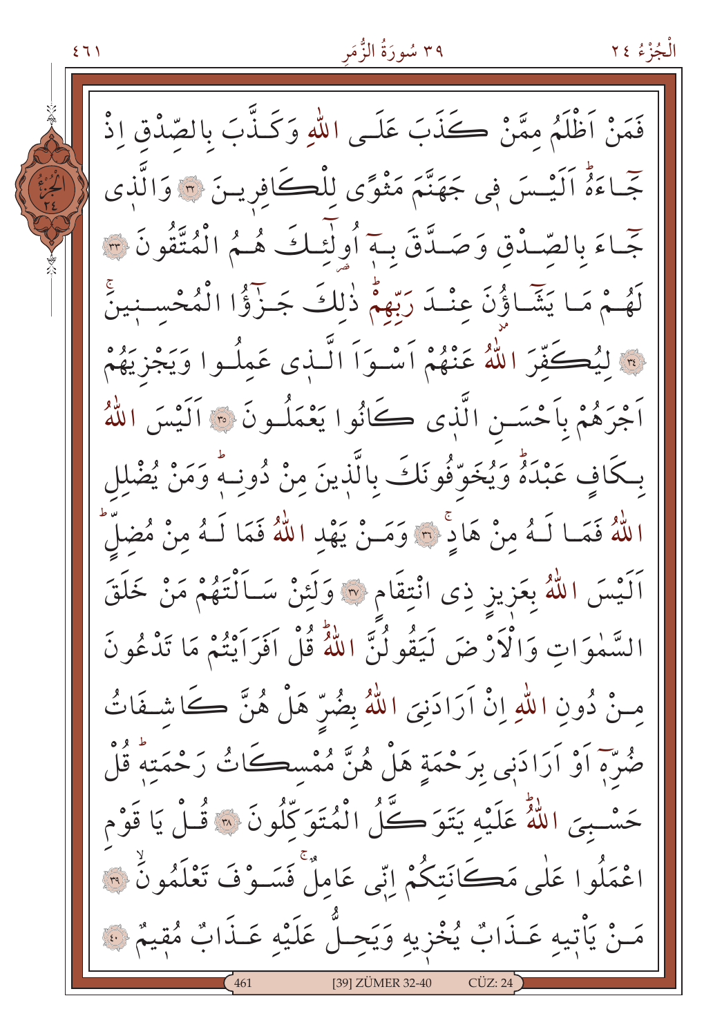فَمَنْ اَظْلَمُ مِمَّنْ كَذَبَ عَلَى اللّٰهِ وَكَذَّبَ بِالصِّدْقِ اِذْ جَٓاءَهُۜ اَلَيْسَ فٖى جَهَنَّمَ مَثْوًى لِلْكَافِرٖينَ ﴿٣٢﴾ وَالَّذٖى جَٓاءَ بِالصِّدْقِ وَصَدَّقَ بِهٖٓ اُو۬لٰٓئِكَ هُمُ الْمُتَّقُونَ ﴿٣٣﴾ لَهُمْ مَا يَشَٓاؤُ۫نَ عِنْدَ رَبِّهِمْۜ ذٰلِكَ جَزٰٓؤُا الْمُحْسِنٖينَۚ ﴿٣٤﴾ لِيُكَفِّرَ اللّٰهُ عَنْهُمْ اَسْوَاَ الَّذٖى عَمِلُوا وَيَجْزِيَهُمْ اَجْرَهُمْ بِاَحْسَنِ الَّذٖى كَانُوا يَعْمَلُونَ ﴿٣٥﴾ اَلَيْسَ اللّٰهُ بِكَافٍ عَبْدَهُۜ وَيُخَوِّفُونَكَ بِالَّذٖينَ مِنْ دُونِهٖۜ وَمَنْ يُضْلِلِ اللّٰهُ فَمَا لَهُ مِنْ هَادٍۚ ﴿٣٦﴾ وَمَنْ يَهْدِ اللّٰهُ فَمَا لَهُ مِنْ مُضِلٍّۜ اَلَيْسَ اللّٰهُ بِعَزٖيزٍ ذِى انْتِقَامٍ ﴿٣٧﴾ وَلَئِنْ سَاَلْتَهُمْ مَنْ خَلَقَ السَّمٰوَاتِ وَالْاَرْضَ لَيَقُولُنَّ اللّٰهُۜ قُلْ اَفَرَاَيْتُمْ مَا تَدْعُونَ مِنْ دُونِ اللّٰهِ اِنْ اَرَادَنِىَ اللّٰهُ بِضُرٍّ هَلْ هُنَّ كَاشِفَاتُ ضُرِّهٖٓ اَوْ اَرَادَنٖى بِرَحْمَةٍ هَلْ هُنَّ مُمْسِكَاتُ رَحْمَتِهٖۜ قُلْ حَسْبِىَ اللّٰهُۜ عَلَيْهِ يَتَوَكَّلُ الْمُتَوَكِّلُونَ ﴿٣٨﴾ قُلْ يَا قَوْمِ اعْمَلُوا عَلٰى مَكَانَتِكُمْ اِنّٖى عَامِلٌۚ فَسَوْفَ تَعْلَمُونَۙ ﴿٣٩﴾ مَنْ يَأْتٖيهِ عَذَابٌ يُخْزٖيهِ وَيَحِلُّ عَلَيْهِ عَذَابٌ مُقٖيمٌ ﴿٤٠﴾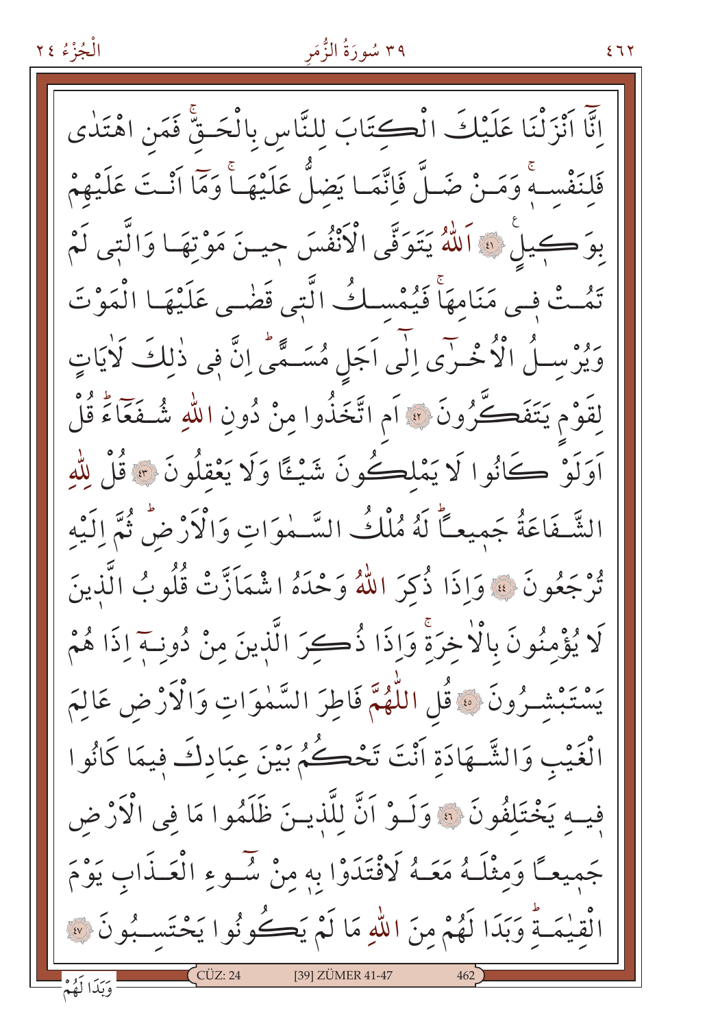اِنَّٓا اَنْزَلْنَا عَلَيْكَ الْكِتَابَ لِلنَّاسِ بِالْحَقِّۚ فَمَنِ اهْتَدٰى فَلِنَفْسِهٖۚ وَمَنْ ضَلَّ فَاِنَّمَا يَضِلُّ عَلَيْهَاۚ وَمَٓا اَنْتَ عَلَيْهِمْ بِوَكِيلٍ ﴿٤١﴾ اَللّٰهُ يَتَوَفَّى الْاَنْفُسَ حِينَ مَوْتِهَا وَالَّتِي لَمْ تَمُتْ فِي مَنَامِهَاۚ فَيُمْسِكُ الَّتِي قَضٰى عَلَيْهَا الْمَوْتَ وَيُرْسِلُ الْاُخْرٰٓى اِلٰٓى اَجَلٍ مُسَمًّىۜ اِنَّ فِي ذٰلِكَ لَاٰيَاتٍ لِقَوْمٍ يَتَفَكَّرُونَ ﴿٤٢﴾ اَمِ اتَّخَذُوا مِنْ دُونِ اللّٰهِ شُفَعَٓاءَۜ قُلْ اَوَلَوْ كَانُوا لَا يَمْلِكُونَ شَيْـًٔا وَلَا يَعْقِلُونَ ﴿٤٣﴾ قُلْ لِلّٰهِ الشَّفَاعَةُ جَمِيعًاۜ لَهُ مُلْكُ السَّمٰوَاتِ وَالْاَرْضِۜ ثُمَّ اِلَيْهِ تُرْجَعُونَ ﴿٤٤﴾ وَاِذَا ذُكِرَ اللّٰهُ وَحْدَهُ اشْمَاَزَّتْ قُلُوبُ الَّذِينَ لَا يُؤْمِنُونَ بِالْاٰخِرَةِۚ وَاِذَا ذُكِرَ الَّذِينَ مِنْ دُونِهٓ اِذَا هُمْ يَسْتَبْشِرُونَ ﴿٤٥﴾ قُلِ اللّٰهُمَّ فَاطِرَ السَّمٰوَاتِ وَالْاَرْضِ عَالِمَ الْغَيْبِ وَالشَّهَادَةِ اَنْتَ تَحْكُمُ بَيْنَ عِبَادِكَ فِيمَا كَانُوا فِيهِ يَخْتَلِفُونَ ﴿٤٦﴾ وَلَوْ اَنَّ لِلَّذِينَ ظَلَمُوا مَا فِي الْاَرْضِ جَمِيعًا وَمِثْلَهُ مَعَهُ لَافْتَدَوْا بِهٖ مِنْ سُٓوءِ الْعَذَابِ يَوْمَ الْقِيٰمَةِۜ وَبَدَا لَهُمْ مِنَ اللّٰهِ مَا لَمْ يَكُونُوا يَحْتَسِبُونَ ﴿٤٧﴾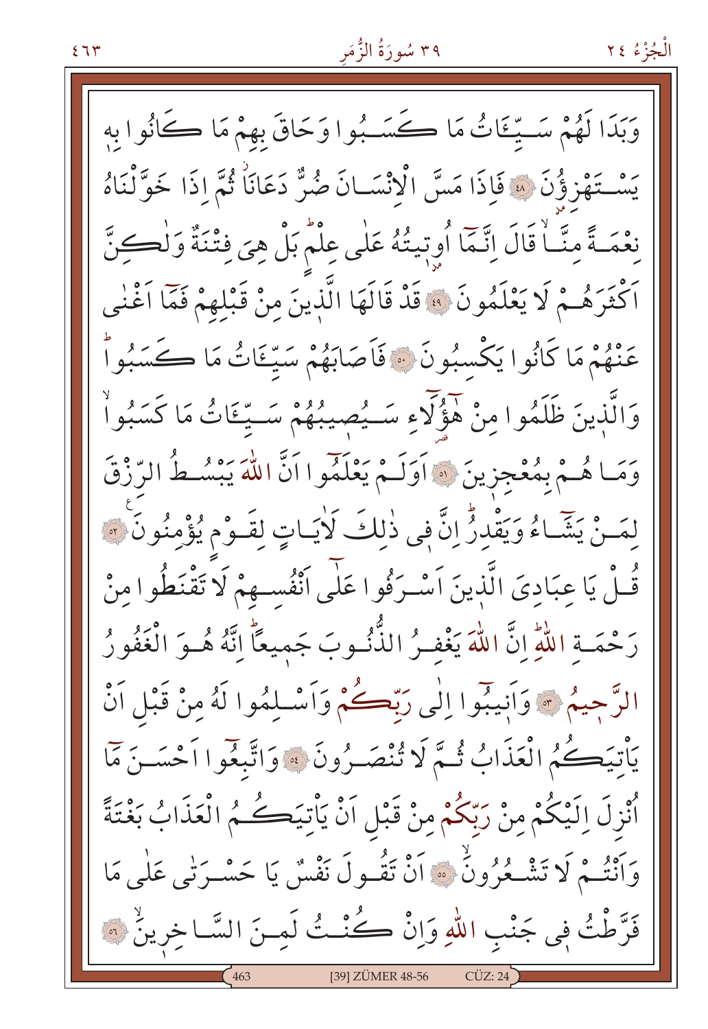وَبَدَا لَهُمْ سَيِّـَٔاتُ مَا كَسَبُوا وَحَاقَ بِهِمْ مَا كَانُوا بِهٖ يَسْتَهْزِؤُ۫نَ ﴿٤٨﴾ فَاِذَا مَسَّ الْاِنْسَانَ ضُرٌّ دَعَانَاۘ ثُمَّ اِذَا خَوَّلْنَاهُ نِعْمَةً مِنَّاۙ قَالَ اِنَّمَٓا اُو۫تٖيتُهُ عَلٰى عِلْمٍۜ بَلْ هِيَ فِتْنَةٌ وَلٰكِنَّ اَكْثَرَهُمْ لَا يَعْلَمُونَ ﴿٤٩﴾ قَدْ قَالَهَا الَّذٖينَ مِنْ قَبْلِهِمْ فَمَٓا اَغْنٰى عَنْهُمْ مَا كَانُوا يَكْسِبُونَ ﴿٥٠﴾ فَاَصَابَهُمْ سَيِّـَٔاتُ مَا كَسَبُواۜ وَالَّذٖينَ ظَلَمُوا مِنْ هٰٓؤُ۬لَٓاءِ سَيُصٖيبُهُمْ سَيِّـَٔاتُ مَا كَسَبُواۙ وَمَا هُمْ بِمُعْجِزٖينَ ﴿٥١﴾ اَوَلَمْ يَعْلَمُٓوا اَنَّ اللّٰهَ يَبْسُطُ الرِّزْقَ لِمَنْ يَشَٓاءُ وَيَقْدِرُۜ اِنَّ فٖي ذٰلِكَ لَاٰيَاتٍ لِقَوْمٍ يُؤْمِنُونَ ﴿٥٢﴾ قُلْ يَا عِبَادِيَ الَّذٖينَ اَسْرَفُوا عَلٰٓى اَنْفُسِهِمْ لَا تَقْنَطُوا مِنْ رَحْمَةِ اللّٰهِۜ اِنَّ اللّٰهَ يَغْفِرُ الذُّنُوبَ جَمٖيعاًۜ اِنَّهُ هُوَ الْغَفُورُ الرَّحٖيمُ ﴿٥٣﴾ وَاَنٖيبُٓوا اِلٰى رَبِّكُمْ وَاَسْلِمُوا لَهُ مِنْ قَبْلِ اَنْ يَأْتِيَكُمُ الْعَذَابُ ثُمَّ لَا تُنْصَرُونَ ﴿٥٤﴾ وَاتَّبِعُٓوا اَحْسَنَ مَٓا اُنْزِلَ اِلَيْكُمْ مِنْ رَبِّكُمْ مِنْ قَبْلِ اَنْ يَأْتِيَكُمُ الْعَذَابُ بَغْتَةً وَاَنْتُمْ لَا تَشْعُرُونَۙ ﴿٥٥﴾ اَنْ تَقُولَ نَفْسٌ يَا حَسْرَتٰى عَلٰى مَا فَرَّطْتُ فٖي جَنْبِ اللّٰهِ وَاِنْ كُنْتُ لَمِنَ السَّاخِرٖينَۙ ﴿٥٦﴾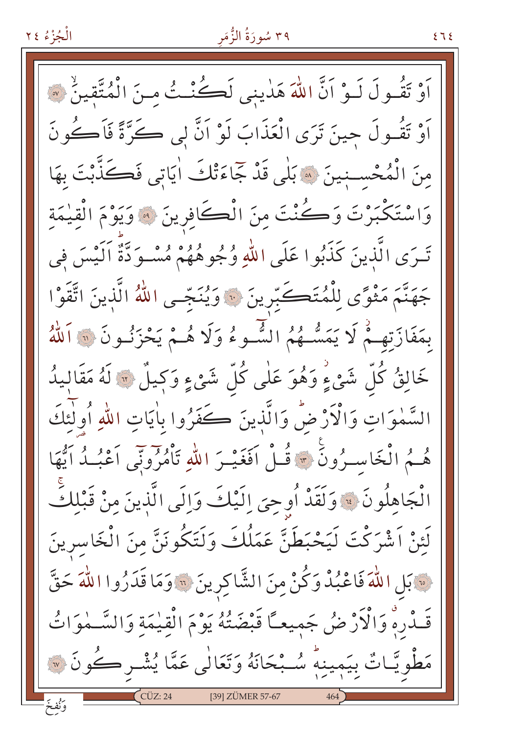اَوْ تَقُولَ لَوْ اَنَّ اللّٰهَ هَدٰينى لَكُنْتُ مِنَ الْمُتَّقينَۙ ﴿٥٧﴾
اَوْ تَقُولَ حينَ تَرَى الْعَذَابَ لَوْ اَنَّ لى كَرَّةً فَاَكُونَ
مِنَ الْمُحْسِنينَ ﴿٥٨﴾ بَلٰى قَدْ جَٓاءَتْكَ اٰيَاتى فَكَذَّبْتَ بِهَا
وَاسْتَكْبَرْتَ وَكُنْتَ مِنَ الْكَافِرينَ ﴿٥٩﴾ وَيَوْمَ الْقِيٰمَةِ
تَرَى الَّذينَ كَذَبُوا عَلَى اللّٰهِ وُجُوهُهُمْ مُسْوَدَّةٌ اَلَيْسَ فى
جَهَنَّمَ مَثْوًى لِلْمُتَكَبِّرينَ ﴿٦٠﴾ وَيُنَجِّى اللّٰهُ الَّذينَ اتَّقَوْا
بِمَفَازَتِهِمْۘ لَا يَمَسُّهُمُ السُّٓوءُ وَلَا هُمْ يَحْزَنُونَ ﴿٦١﴾ اَللّٰهُ
خَالِقُ كُلِّ شَیْءٍۘ وَهُوَ عَلٰى كُلِّ شَیْءٍ وَكيلٌ ﴿٦٢﴾ لَهُ مَقَاليدُ
السَّمٰوَاتِ وَالْاَرْضِۜ وَالَّذينَ كَفَرُوا بِاٰيَاتِ اللّٰهِ اُو۬لٰٓئِكَ
هُمُ الْخَاسِرُونَ۟ ﴿٦٣﴾ قُلْ اَفَغَيْرَ اللّٰهِ تَاْمُرُٓونّى اَعْبُدُ اَيُّهَا
الْجَاهِلُونَ ﴿٦٤﴾ وَلَقَدْ اُوحِىَ اِلَيْكَ وَاِلَى الَّذينَ مِنْ قَبْلِكَۚ
لَئِنْ اَشْرَكْتَ لَيَحْبَطَنَّ عَمَلُكَ وَلَتَكُونَنَّ مِنَ الْخَاسِرينَ
﴿٦٥﴾ بَلِ اللّٰهَ فَاعْبُدْ وَكُنْ مِنَ الشَّاكِرينَ ﴿٦٦﴾ وَمَا قَدَرُوا اللّٰهَ حَقَّ
قَدْرِهٖۗ وَالْاَرْضُ جَميعًا قَبْضَتُهُ يَوْمَ الْقِيٰمَةِ وَالسَّمٰوَاتُ
مَطْوِيَّاتٌ بِيَمينِهٖۜ سُبْحَانَهُ وَتَعَالٰى عَمَّا يُشْرِكُونَ ﴿٦٧﴾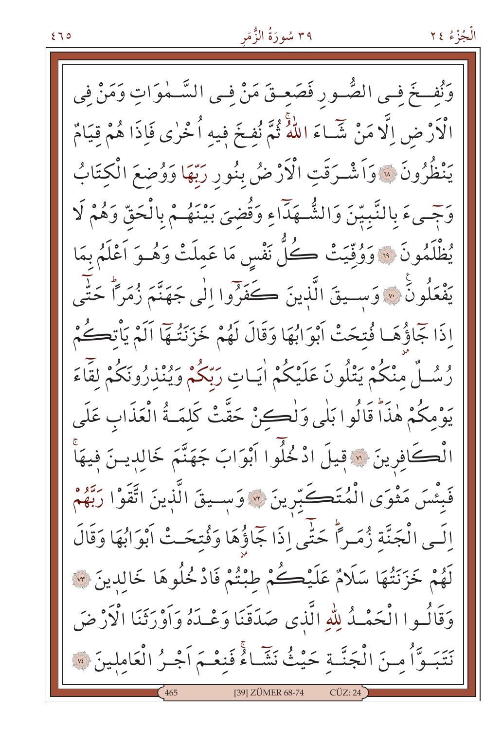وَنُفِخَ فِى الصُّورِ فَصَعِقَ مَنْ فِى السَّمٰوَاتِ وَمَنْ فِى الْاَرْضِ اِلَّا مَنْ شَٓاءَ اللّٰهُۜ ثُمَّ نُفِخَ فيهِ اُخْرٰى فَاِذَا هُمْ قِيَامٌ يَنْظُرُونَ ﴿٦٨﴾ وَاَشْرَقَتِ الْاَرْضُ بِنُورِ رَبِّهَا وَوُضِعَ الْكِتَابُ وَج۪ٓیءَ بِالنَّبِيّ۪نَ وَالشُّهَدَٓاءِ وَقُضِىَ بَيْنَهُمْ بِالْحَقِّ وَهُمْ لَا يُظْلَمُونَ ﴿٦٩﴾ وَوُفِّيَتْ كُلُّ نَفْسٍ مَا عَمِلَتْ وَهُوَ اَعْلَمُ بِمَا يَفْعَلُونَ ﴿٧٠﴾ وَس۪يقَ الَّذ۪ينَ كَفَرُٓوا اِلٰى جَهَنَّمَ زُمَرًاۜ حَتّٰٓى اِذَا جَٓاؤُ۫هَا فُتِحَتْ اَبْوَابُهَا وَقَالَ لَهُمْ خَزَنَتُهَٓا اَلَمْ يَأْتِكُمْ رُسُلٌ مِنْكُمْ يَتْلُونَ عَلَيْكُمْ اٰيَاتِ رَبِّكُمْ وَيُنْذِرُونَكُمْ لِقَٓاءَ يَوْمِكُمْ هٰذَاۜ قَالُوا بَلٰى وَلٰكِنْ حَقَّتْ كَلِمَةُ الْعَذَابِ عَلَى الْكَافِر۪ينَ ﴿٧١﴾ ق۪يلَ ادْخُلُٓوا اَبْوَابَ جَهَنَّمَ خَالِد۪ينَ ف۪يهَاۚ فَبِئْسَ مَثْوَى الْمُتَكَبِّر۪ينَ ﴿٧٢﴾ وَس۪يقَ الَّذ۪ينَ اتَّقَوْا رَبَّهُمْ اِلَى الْجَنَّةِ زُمَرًاۜ حَتّٰٓى اِذَا جَٓاؤُ۫هَا وَفُتِحَتْ اَبْوَابُهَا وَقَالَ لَهُمْ خَزَنَتُهَا سَلَامٌ عَلَيْكُمْ طِبْتُمْ فَادْخُلُوهَا خَالِد۪ينَ ﴿٧٣﴾ وَقَالُوا الْحَمْدُ لِلّٰهِ الَّذ۪ى صَدَقَنَا وَعْدَهُ وَاَوْرَثَنَا الْاَرْضَ نَتَبَوَّاُ مِنَ الْجَنَّةِ حَيْثُ نَشَٓاءُۚ فَنِعْمَ اَجْرُ الْعَامِل۪ينَ ﴿٧٤﴾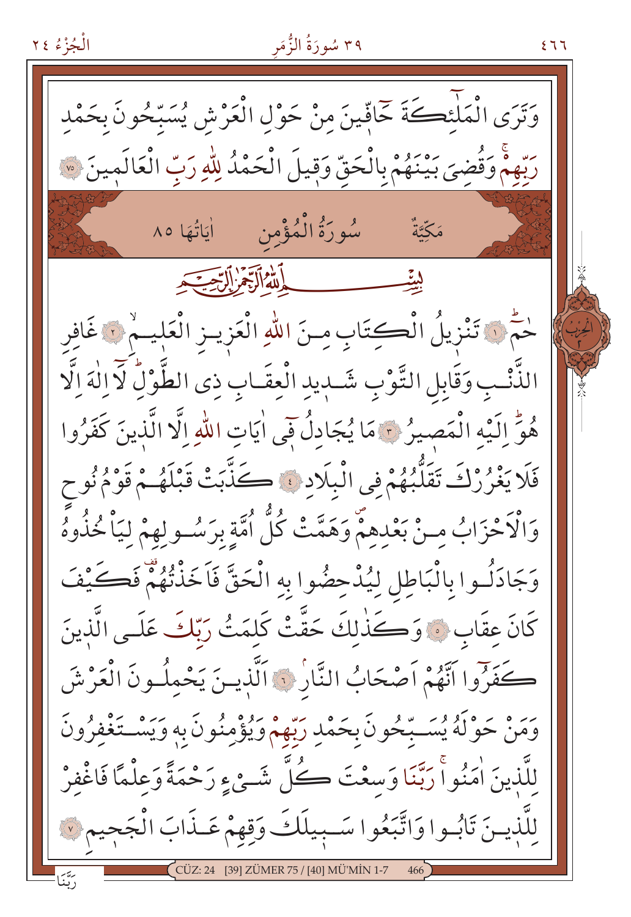وَتَرَى الْمَلٰٓئِكَةَ حَٓافّ۪ينَ مِنْ حَوْلِ الْعَرْشِ يُسَبِّحُونَ بِحَمْدِ رَبِّهِمْۚ وَقُضِيَ بَيْنَهُمْ بِالْحَقِّ وَق۪يلَ الْحَمْدُ لِلّٰهِ رَبِّ الْعَالَم۪ينَ ﴿٧٥﴾

## سُورَةُ الْمُؤْمِنِ

مَكِّيَّةٌ — اٰيَاتُهَا ٨٥

بِسْمِ اللّٰهِ الرَّحْمٰنِ الرَّح۪يمِ

حٰمٓ ﴿١﴾ تَنْز۪يلُ الْكِتَابِ مِنَ اللّٰهِ الْعَز۪يزِ الْعَل۪يمِۙ ﴿٢﴾ غَافِرِ الذَّنْبِ وَقَابِلِ التَّوْبِ شَد۪يدِ الْعِقَابِ ذِي الطَّوْلِۜ لَٓا اِلٰهَ اِلَّا هُوَۜ اِلَيْهِ الْمَص۪يرُ ﴿٣﴾ مَا يُجَادِلُ ف۪ٓي اٰيَاتِ اللّٰهِ اِلَّا الَّذ۪ينَ كَفَرُوا فَلَا يَغْرُرْكَ تَقَلُّبُهُمْ فِي الْبِلَادِ ﴿٤﴾ كَذَّبَتْ قَبْلَهُمْ قَوْمُ نُوحٍ وَالْاَحْزَابُ مِنْ بَعْدِهِمْۖ وَهَمَّتْ كُلُّ اُمَّةٍ بِرَسُولِهِمْ لِيَأْخُذُوهُ وَجَادَلُوا بِالْبَاطِلِ لِيُدْحِضُوا بِهِ الْحَقَّ فَاَخَذْتُهُمْ۠ فَكَيْفَ كَانَ عِقَابِ ﴿٥﴾ وَكَذٰلِكَ حَقَّتْ كَلِمَتُ رَبِّكَ عَلَى الَّذ۪ينَ كَفَرُٓوا اَنَّهُمْ اَصْحَابُ النَّارِۘ ﴿٦﴾ اَلَّذ۪ينَ يَحْمِلُونَ الْعَرْشَ وَمَنْ حَوْلَهُ يُسَبِّحُونَ بِحَمْدِ رَبِّهِمْ وَيُؤْمِنُونَ بِه۪ وَيَسْتَغْفِرُونَ لِلَّذ۪ينَ اٰمَنُواۚ رَبَّنَا وَسِعْتَ كُلَّ شَيْءٍ رَحْمَةً وَعِلْمًا فَاغْفِرْ لِلَّذ۪ينَ تَابُوا وَاتَّبَعُوا سَب۪يلَكَ وَقِهِمْ عَذَابَ الْجَح۪يمِ ﴿٧﴾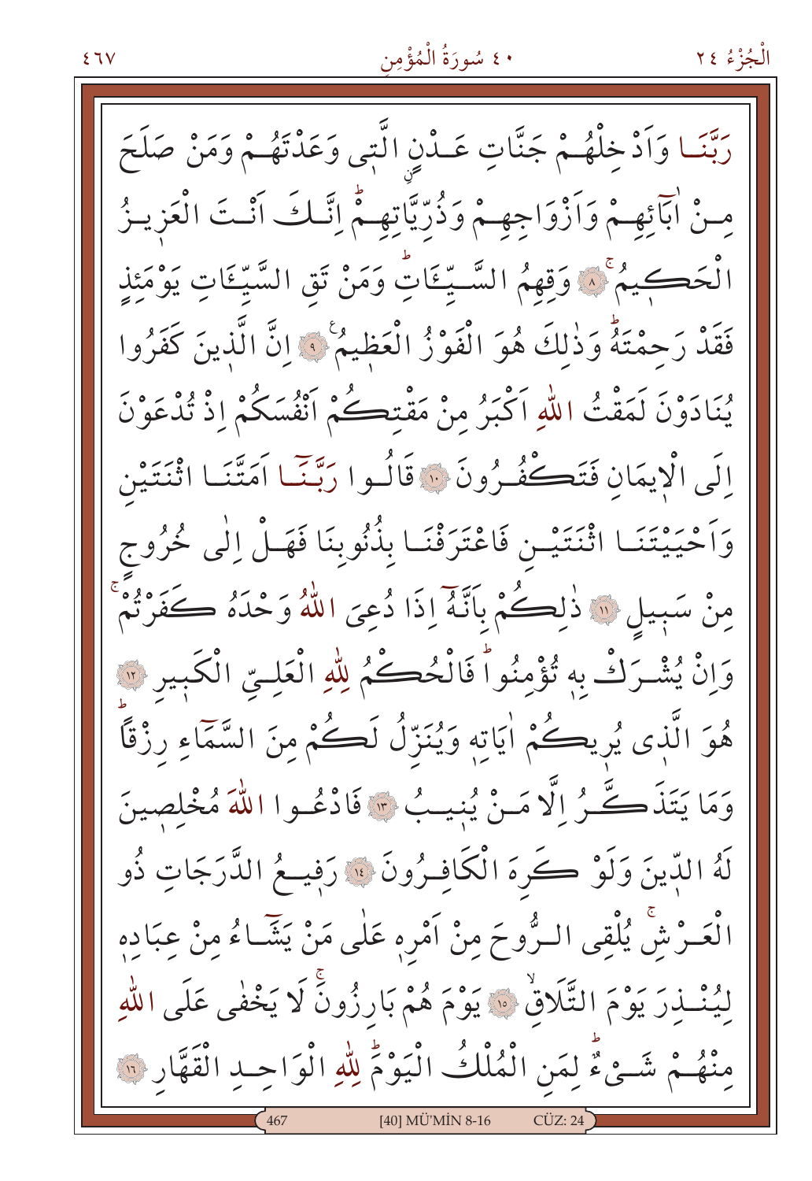رَبَّنَا وَاَدْخِلْهُمْ جَنَّاتِ عَدْنٍ الَّتٖى وَعَدْتَهُمْ وَمَنْ صَلَحَ

مِنْ اٰبَٓائِهِمْ وَاَزْوَاجِهِمْ وَذُرِّيَّاتِهِمْۜ اِنَّكَ اَنْتَ الْعَزٖيزُ

الْحَكٖيمُۙ ﴿٨﴾ وَقِهِمُ السَّيِّـَٔاتِۜ وَمَنْ تَقِ السَّيِّـَٔاتِ يَوْمَئِذٍ

فَقَدْ رَحِمْتَهُۜ وَذٰلِكَ هُوَ الْفَوْزُ الْعَظٖيمُ ﴿٩﴾ اِنَّ الَّذٖينَ كَفَرُوا

يُنَادَوْنَ لَمَقْتُ اللّٰهِ اَكْبَرُ مِنْ مَقْتِكُمْ اَنْفُسَكُمْ اِذْ تُدْعَوْنَ

اِلَى الْاٖيمَانِ فَتَكْفُرُونَ ﴿١٠﴾ قَالُوا رَبَّنَٓا اَمَتَّنَا اثْنَتَيْنِ

وَاَحْيَيْتَنَا اثْنَتَيْنِ فَاعْتَرَفْنَا بِذُنُوبِنَا فَهَلْ اِلٰى خُرُوجٍ

مِنْ سَبٖيلٍ ﴿١١﴾ ذٰلِكُمْ بِاَنَّهُٓ اِذَا دُعِيَ اللّٰهُ وَحْدَهُ كَفَرْتُمْۚ

وَاِنْ يُشْرَكْ بِهٖ تُؤْمِنُواۜ فَالْحُكْمُ لِلّٰهِ الْعَلِيِّ الْكَبٖيرِ ﴿١٢﴾

هُوَ الَّذٖى يُرٖيكُمْ اٰيَاتِهٖ وَيُنَزِّلُ لَكُمْ مِنَ السَّمَٓاءِ رِزْقًاۜ

وَمَا يَتَذَكَّرُ اِلَّا مَنْ يُنٖيبُ ﴿١٣﴾ فَادْعُوا اللّٰهَ مُخْلِصٖينَ

لَهُ الدّٖينَ وَلَوْ كَرِهَ الْكَافِرُونَ ﴿١٤﴾ رَفٖيعُ الدَّرَجَاتِ ذُو

الْعَرْشِۚ يُلْقِى الرُّوحَ مِنْ اَمْرِهٖ عَلٰى مَنْ يَشَٓاءُ مِنْ عِبَادِهٖ

لِيُنْذِرَ يَوْمَ التَّلَاقِۙ ﴿١٥﴾ يَوْمَ هُمْ بَارِزُونَۚ لَا يَخْفٰى عَلَى اللّٰهِ

مِنْهُمْ شَيْءٌۜ لِمَنِ الْمُلْكُ الْيَوْمَۜ لِلّٰهِ الْوَاحِدِ الْقَهَّارِ ﴿١٦﴾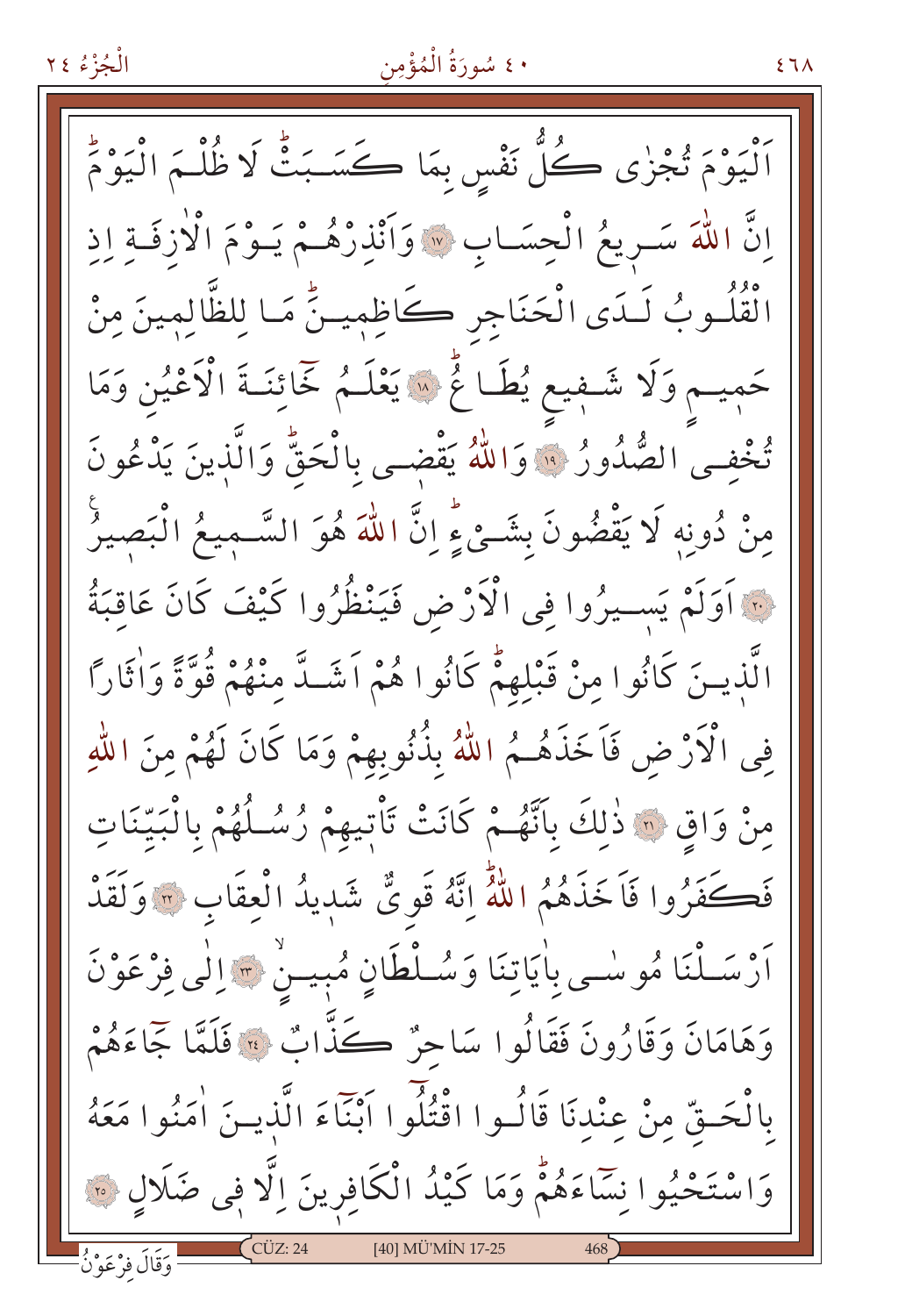اَلْيَوْمَ تُجْزٰى كُلُّ نَفْسٍ بِمَا كَسَبَتْۜ لَا ظُلْمَ الْيَوْمَۜ اِنَّ اللّٰهَ سَرِيعُ الْحِسَابِ ﴿١٧﴾ وَاَنْذِرْهُمْ يَوْمَ الْاٰزِفَةِ اِذِ الْقُلُوبُ لَدَى الْحَنَاجِرِ كَاظِمٖينَۜ مَا لِلظَّالِمٖينَ مِنْ حَمٖيمٍ وَلَا شَفٖيعٍ يُطَاعُۜ ﴿١٨﴾ يَعْلَمُ خَٓائِنَةَ الْاَعْيُنِ وَمَا تُخْفِي الصُّدُورُ ﴿١٩﴾ وَاللّٰهُ يَقْضٖي بِالْحَقِّۜ وَالَّذٖينَ يَدْعُونَ مِنْ دُونِهٖ لَا يَقْضُونَ بِشَيْءٍۜ اِنَّ اللّٰهَ هُوَ السَّمٖيعُ الْبَصٖيرُ ﴿٢٠﴾ اَوَلَمْ يَسٖيرُوا فِي الْاَرْضِ فَيَنْظُرُوا كَيْفَ كَانَ عَاقِبَةُ الَّذٖينَ كَانُوا مِنْ قَبْلِهِمْۜ كَانُوا هُمْ اَشَدَّ مِنْهُمْ قُوَّةً وَاٰثَارًا فِي الْاَرْضِ فَاَخَذَهُمُ اللّٰهُ بِذُنُوبِهِمْ وَمَا كَانَ لَهُمْ مِنَ اللّٰهِ مِنْ وَاقٍ ﴿٢١﴾ ذٰلِكَ بِاَنَّهُمْ كَانَتْ تَاْتٖيهِمْ رُسُلُهُمْ بِالْبَيِّنَاتِ فَكَفَرُوا فَاَخَذَهُمُ اللّٰهُۜ اِنَّهُ قَوِيٌّ شَدٖيدُ الْعِقَابِ ﴿٢٢﴾ وَلَقَدْ اَرْسَلْنَا مُوسٰى بِاٰيَاتِنَا وَسُلْطَانٍ مُبٖينٍۙ ﴿٢٣﴾ اِلٰى فِرْعَوْنَ وَهَامَانَ وَقَارُونَ فَقَالُوا سَاحِرٌ كَذَّابٌ ﴿٢٤﴾ فَلَمَّا جَٓاءَهُمْ بِالْحَقِّ مِنْ عِنْدِنَا قَالُوا اقْتُلُٓوا اَبْنَٓاءَ الَّذٖينَ اٰمَنُوا مَعَهُ وَاسْتَحْيُوا نِسَٓاءَهُمْۜ وَمَا كَيْدُ الْكَافِرٖينَ اِلَّا فٖي ضَلَالٍ ﴿٢٥﴾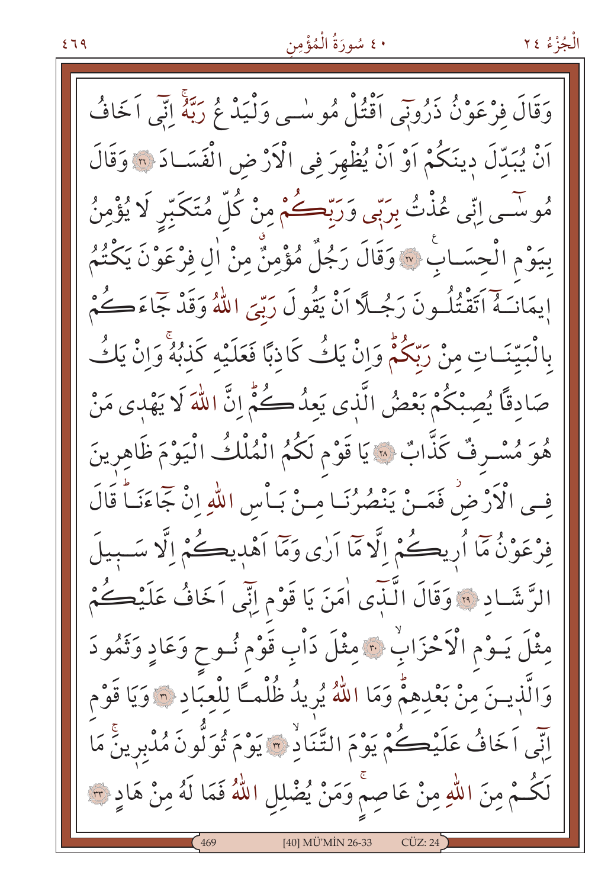وَقَالَ فِرْعَوْنُ ذَرُونٖٓي اَقْتُلْ مُوسٰى وَلْيَدْعُ رَبَّهُۚ اِنّٖٓي اَخَافُ اَنْ يُبَدِّلَ دٖينَكُمْ اَوْ اَنْ يُظْهِرَ فِي الْاَرْضِ الْفَسَادَ ﴿٢٦﴾ وَقَالَ مُوسٰٓى اِنّٖي عُذْتُ بِرَبّٖي وَرَبِّكُمْ مِنْ كُلِّ مُتَكَبِّرٍ لَا يُؤْمِنُ بِيَوْمِ الْحِسَابِ ﴿٢٧﴾ وَقَالَ رَجُلٌ مُؤْمِنٌۗ مِنْ اٰلِ فِرْعَوْنَ يَكْتُمُ اٖيمَانَهُٓ اَتَقْتُلُونَ رَجُلًا اَنْ يَقُولَ رَبِّيَ اللّٰهُ وَقَدْ جَٓاءَكُمْ بِالْبَيِّنَاتِ مِنْ رَبِّكُمْۜ وَاِنْ يَكُ كَاذِبًا فَعَلَيْهِ كَذِبُهُۚ وَاِنْ يَكُ صَادِقًا يُصِبْكُمْ بَعْضُ الَّذٖي يَعِدُكُمْۜ اِنَّ اللّٰهَ لَا يَهْدٖي مَنْ هُوَ مُسْرِفٌ كَذَّابٌ ﴿٢٨﴾ يَا قَوْمِ لَكُمُ الْمُلْكُ الْيَوْمَ ظَاهِرٖينَ فِي الْاَرْضِۘ فَمَنْ يَنْصُرُنَا مِنْ بَأْسِ اللّٰهِ اِنْ جَٓاءَنَاۜ قَالَ فِرْعَوْنُ مَٓا اُرٖيكُمْ اِلَّا مَٓا اَرٰى وَمَٓا اَهْدٖيكُمْ اِلَّا سَبٖيلَ الرَّشَادِ ﴿٢٩﴾ وَقَالَ الَّذٖٓي اٰمَنَ يَا قَوْمِ اِنّٖٓي اَخَافُ عَلَيْكُمْ مِثْلَ يَوْمِ الْاَحْزَابِۙ ﴿٣٠﴾ مِثْلَ دَأْبِ قَوْمِ نُوحٍ وَعَادٍ وَثَمُودَ وَالَّذٖينَ مِنْ بَعْدِهِمْۜ وَمَا اللّٰهُ يُرٖيدُ ظُلْمًا لِلْعِبَادِ ﴿٣١﴾ وَيَا قَوْمِ اِنّٖٓي اَخَافُ عَلَيْكُمْ يَوْمَ التَّنَادِۙ ﴿٣٢﴾ يَوْمَ تُوَلُّونَ مُدْبِرٖينَۚ مَا لَكُمْ مِنَ اللّٰهِ مِنْ عَاصِمٍۚ وَمَنْ يُضْلِلِ اللّٰهُ فَمَا لَهُ مِنْ هَادٍ ﴿٣٣﴾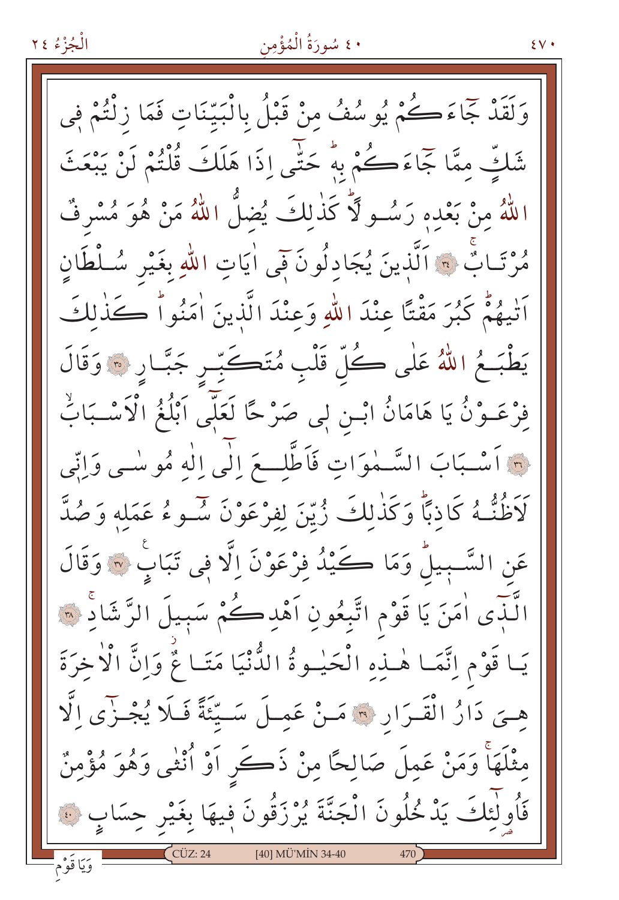وَلَقَدْ جَٓاءَكُمْ يُوسُفُ مِنْ قَبْلُ بِالْبَيِّنَاتِ فَمَا زِلْتُمْ فٖى شَكٍّ مِمَّا جَٓاءَكُمْ بِهٖۜ حَتّٰٓى اِذَا هَلَكَ قُلْتُمْ لَنْ يَبْعَثَ اللّٰهُ مِنْ بَعْدِهٖ رَسُولًاۜ كَذٰلِكَ يُضِلُّ اللّٰهُ مَنْ هُوَ مُسْرِفٌ مُرْتَابٌۚ ﴿٣٤﴾ اَلَّذٖينَ يُجَادِلُونَ فٖٓى اٰيَاتِ اللّٰهِ بِغَيْرِ سُلْطَانٍ اَتٰيهُمْۜ كَبُرَ مَقْتًا عِنْدَ اللّٰهِ وَعِنْدَ الَّذٖينَ اٰمَنُواۜ كَذٰلِكَ يَطْبَعُ اللّٰهُ عَلٰى كُلِّ قَلْبِ مُتَكَبِّرٍ جَبَّارٍ ﴿٣٥﴾ وَقَالَ فِرْعَوْنُ يَا هَامَانُ ابْنِ لٖى صَرْحًا لَعَلّٖٓى اَبْلُغُ الْاَسْبَابَۙ ﴿٣٦﴾ اَسْبَابَ السَّمٰوَاتِ فَاَطَّلِعَ اِلٰٓى اِلٰهِ مُوسٰى وَاِنّٖى لَاَظُنُّهُ كَاذِبًاۜ وَكَذٰلِكَ زُيِّنَ لِفِرْعَوْنَ سُٓوءُ عَمَلِهٖ وَصُدَّ عَنِ السَّبٖيلِۜ وَمَا كَيْدُ فِرْعَوْنَ اِلَّا فٖى تَبَابٍ ﴿٣٧﴾ وَقَالَ الَّذٖٓى اٰمَنَ يَا قَوْمِ اتَّبِعُونِ اَهْدِكُمْ سَبٖيلَ الرَّشَادِۚ ﴿٣٨﴾ يَا قَوْمِ اِنَّمَا هٰذِهِ الْحَيٰوةُ الدُّنْيَا مَتَاعٌۘ وَاِنَّ الْاٰخِرَةَ هِيَ دَارُ الْقَرَارِ ﴿٣٩﴾ مَنْ عَمِلَ سَيِّئَةً فَلَا يُجْزٰٓى اِلَّا مِثْلَهَاۚ وَمَنْ عَمِلَ صَالِحًا مِنْ ذَكَرٍ اَوْ اُنْثٰى وَهُوَ مُؤْمِنٌ فَاُولٰٓئِكَ يَدْخُلُونَ الْجَنَّةَ يُرْزَقُونَ فٖيهَا بِغَيْرِ حِسَابٍ ﴿٤٠﴾

وَيَا قَوْمِ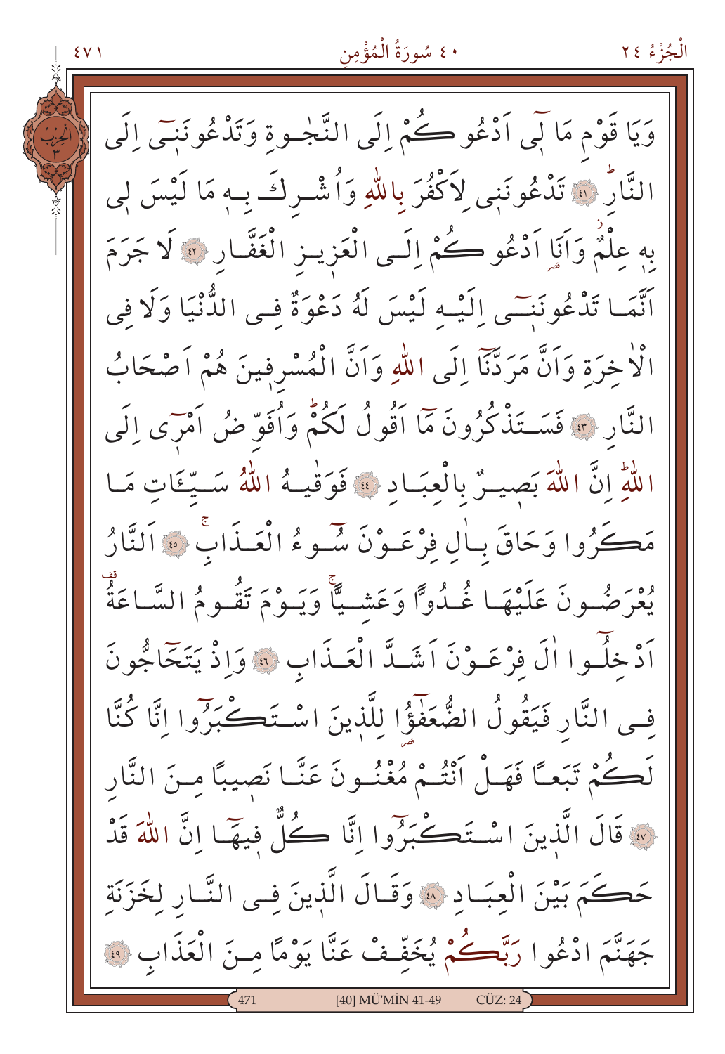وَيَا قَوْمِ مَا لٖىٓ اَدْعُوكُمْ اِلَى النَّجٰوةِ وَتَدْعُونَنٖىٓ اِلَى النَّارِ ۝٤١ تَدْعُونَنٖى لِاَكْفُرَ بِاللّٰهِ وَاُشْرِكَ بِهٖ مَا لَيْسَ لٖى بِهٖ عِلْمٌۘ وَاَنَا اَدْعُوكُمْ اِلَى الْعَزٖيزِ الْغَفَّارِ ۝٤٢ لَا جَرَمَ اَنَّمَا تَدْعُونَنٖىٓ اِلَيْهِ لَيْسَ لَهُ دَعْوَةٌ فِى الدُّنْيَا وَلَا فِى الْاٰخِرَةِ وَاَنَّ مَرَدَّنَٓا اِلَى اللّٰهِ وَاَنَّ الْمُسْرِفٖينَ هُمْ اَصْحَابُ النَّارِ ۝٤٣ فَسَتَذْكُرُونَ مَٓا اَقُولُ لَكُمْۜ وَاُفَوِّضُ اَمْرٖىٓ اِلَى اللّٰهِۜ اِنَّ اللّٰهَ بَصٖيرٌ بِالْعِبَادِ ۝٤٤ فَوَقٰيهُ اللّٰهُ سَيِّـَٔاتِ مَا مَكَرُوا وَحَاقَ بِاٰلِ فِرْعَوْنَ سُٓوءُ الْعَذَابِۚ ۝٤٥ اَلنَّارُ يُعْرَضُونَ عَلَيْهَا غُدُوًّا وَعَشِيًّاۚ وَيَوْمَ تَقُومُ السَّاعَةُ اَدْخِلُٓوا اٰلَ فِرْعَوْنَ اَشَدَّ الْعَذَابِ ۝٤٦ وَاِذْ يَتَحَٓاجُّونَ فِى النَّارِ فَيَقُولُ الضُّعَفٰٓؤُا لِلَّذٖينَ اسْتَكْبَرُٓوا اِنَّا كُنَّا لَكُمْ تَبَعًا فَهَلْ اَنْتُمْ مُغْنُونَ عَنَّا نَصٖيبًا مِنَ النَّارِ ۝٤٧ قَالَ الَّذٖينَ اسْتَكْبَرُٓوا اِنَّا كُلٌّ فٖيهَٓا اِنَّ اللّٰهَ قَدْ حَكَمَ بَيْنَ الْعِبَادِ ۝٤٨ وَقَالَ الَّذٖينَ فِى النَّارِ لِخَزَنَةِ جَهَنَّمَ ادْعُوا رَبَّكُمْ يُخَفِّفْ عَنَّا يَوْمًا مِنَ الْعَذَابِ ۝٤٩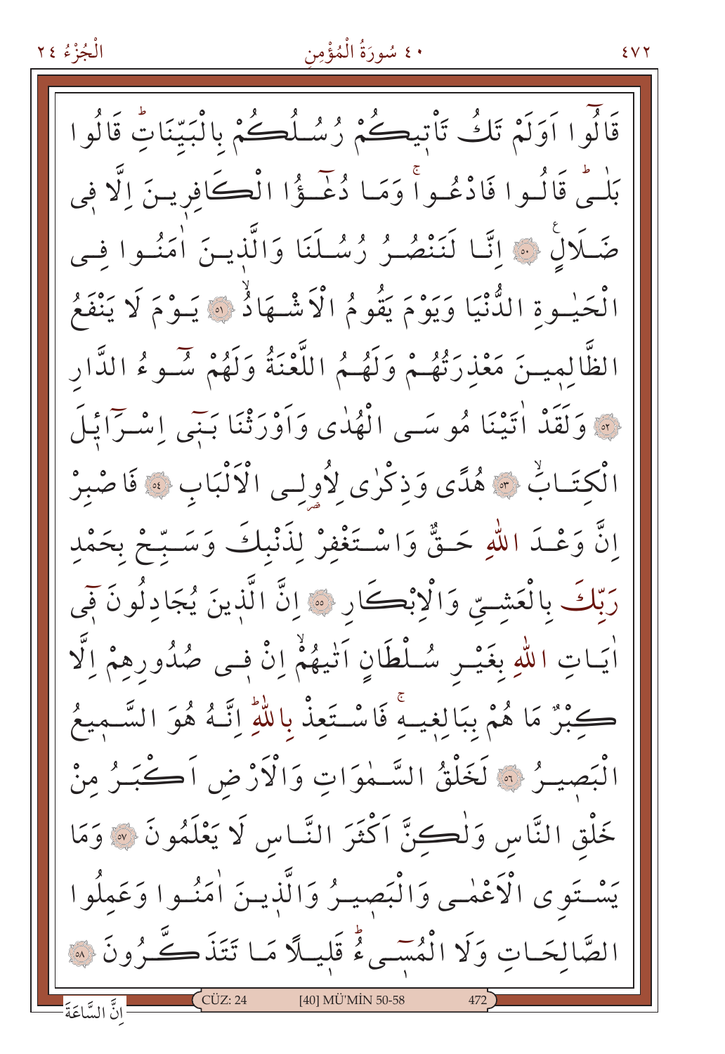قَالُوا اَوَلَمْ تَكُ تَأْتِيكُمْ رُسُلُكُمْ بِالْبَيِّنَاتِۜ قَالُوا بَلٰىۜ قَالُوا فَادْعُواۚ وَمَا دُعَٰٓؤُا الْكَافِرِينَ اِلَّا فِي ضَلَالٍ ﴿٥٠﴾ اِنَّا لَنَنْصُرُ رُسُلَنَا وَالَّذِينَ اٰمَنُوا فِي الْحَيٰوةِ الدُّنْيَا وَيَوْمَ يَقُومُ الْاَشْهَادُۙ ﴿٥١﴾ يَوْمَ لَا يَنْفَعُ الظَّالِمِينَ مَعْذِرَتُهُمْ وَلَهُمُ اللَّعْنَةُ وَلَهُمْ سُٓوءُ الدَّارِ ﴿٥٢﴾ وَلَقَدْ اٰتَيْنَا مُوسَى الْهُدٰى وَاَوْرَثْنَا بَنٖٓي اِسْرَٓائِلَ الْكِتَابَۙ ﴿٥٣﴾ هُدًى وَذِكْرٰى لِاُولِي الْاَلْبَابِ ﴿٥٤﴾ فَاصْبِرْ اِنَّ وَعْدَ اللّٰهِ حَقٌّ وَاسْتَغْفِرْ لِذَنْبِكَ وَسَبِّحْ بِحَمْدِ رَبِّكَ بِالْعَشِيِّ وَالْاِبْكَارِ ﴿٥٥﴾ اِنَّ الَّذِينَ يُجَادِلُونَ فٖٓي اٰيَاتِ اللّٰهِ بِغَيْرِ سُلْطَانٍ اَتٰيهُمْۙ اِنْ فِي صُدُورِهِمْ اِلَّا كِبْرٌ مَا هُمْ بِبَالِغِيهِۚ فَاسْتَعِذْ بِاللّٰهِۜ اِنَّهُ هُوَ السَّمِيعُ الْبَصِيرُ ﴿٥٦﴾ لَخَلْقُ السَّمٰوَاتِ وَالْاَرْضِ اَكْبَرُ مِنْ خَلْقِ النَّاسِ وَلٰكِنَّ اَكْثَرَ النَّاسِ لَا يَعْلَمُونَ ﴿٥٧﴾ وَمَا يَسْتَوِي الْاَعْمٰى وَالْبَصِيرُ وَالَّذِينَ اٰمَنُوا وَعَمِلُوا الصَّالِحَاتِ وَلَا الْمُسٖٓيءُۜ قَلِيلًا مَا تَتَذَكَّرُونَ ﴿٥٨﴾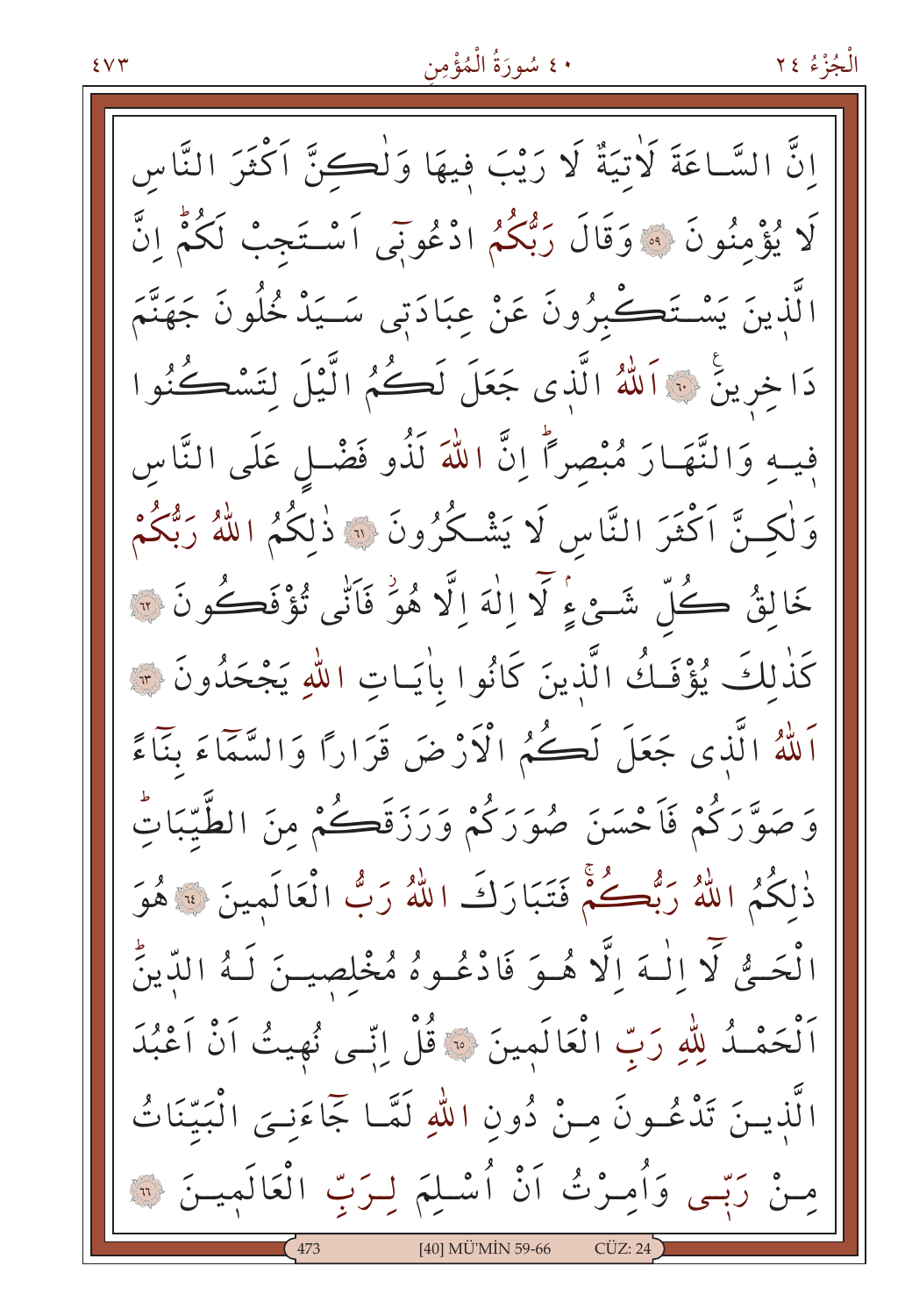اِنَّ السَّاعَةَ لَاٰتِيَةٌ لَا رَيْبَ فِيهَا وَلٰكِنَّ اَكْثَرَ النَّاسِ لَا يُؤْمِنُونَ ﴿٥٩﴾ وَقَالَ رَبُّكُمُ ادْعُونٖٓى اَسْتَجِبْ لَكُمْؕ اِنَّ الَّذٖينَ يَسْتَكْبِرُونَ عَنْ عِبَادَتٖى سَيَدْخُلُونَ جَهَنَّمَ دَاخِرٖينَ ﴿٦٠﴾ اَللّٰهُ الَّذٖى جَعَلَ لَكُمُ الَّيْلَ لِتَسْكُنُوا فٖيهِ وَالنَّهَارَ مُبْصِرًاؕ اِنَّ اللّٰهَ لَذُو فَضْلٍ عَلَى النَّاسِ وَلٰكِنَّ اَكْثَرَ النَّاسِ لَا يَشْكُرُونَ ﴿٦١﴾ ذٰلِكُمُ اللّٰهُ رَبُّكُمْ خَالِقُ كُلِّ شَیْءٍۢ لَٓا اِلٰهَ اِلَّا هُوَۘ فَاَنّٰى تُؤْفَكُونَ ﴿٦٢﴾ كَذٰلِكَ يُؤْفَكُ الَّذٖينَ كَانُوا بِاٰيَاتِ اللّٰهِ يَجْحَدُونَ ﴿٦٣﴾ اَللّٰهُ الَّذٖى جَعَلَ لَكُمُ الْاَرْضَ قَرَارًا وَالسَّمَٓاءَ بِنَٓاءً وَصَوَّرَكُمْ فَاَحْسَنَ صُوَرَكُمْ وَرَزَقَكُمْ مِنَ الطَّيِّبَاتِؕ ذٰلِكُمُ اللّٰهُ رَبُّكُمْۚ فَتَبَارَكَ اللّٰهُ رَبُّ الْعَالَمٖينَ ﴿٦٤﴾ هُوَ الْحَیُّ لَٓا اِلٰهَ اِلَّا هُوَ فَادْعُوهُ مُخْلِصٖينَ لَهُ الدّٖينَؕ اَلْحَمْدُ لِلّٰهِ رَبِّ الْعَالَمٖينَ ﴿٦٥﴾ قُلْ اِنّٖى نُهٖيتُ اَنْ اَعْبُدَ الَّذٖينَ تَدْعُونَ مِنْ دُونِ اللّٰهِ لَمَّا جَٓاءَنِىَ الْبَيِّنَاتُ مِنْ رَبّٖى وَاُمِرْتُ اَنْ اُسْلِمَ لِرَبِّ الْعَالَمٖينَ ﴿٦٦﴾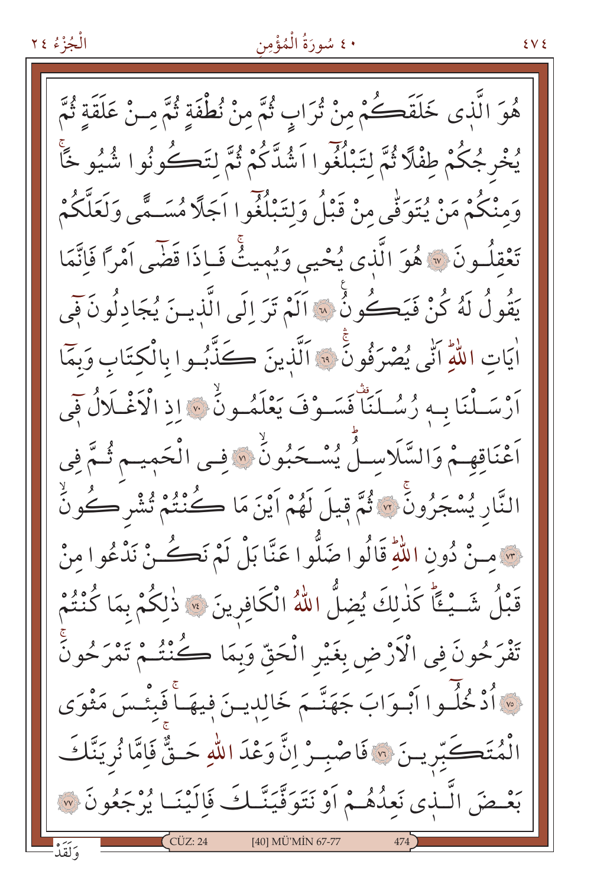هُوَ الَّذٖى خَلَقَكُمْ مِنْ تُرَابٍ ثُمَّ مِنْ نُطْفَةٍ ثُمَّ مِنْ عَلَقَةٍ ثُمَّ يُخْرِجُكُمْ طِفْلًا ثُمَّ لِتَبْلُغُٓوا اَشُدَّكُمْ ثُمَّ لِتَكُونُوا شُيُوخًاۚ وَمِنْكُمْ مَنْ يُتَوَفّٰى مِنْ قَبْلُ وَلِتَبْلُغُٓوا اَجَلًا مُسَمًّى وَلَعَلَّكُمْ تَعْقِلُونَ ﴿٦٧﴾ هُوَ الَّذٖى يُحْيٖ وَيُمٖيتُۚ فَاِذَا قَضٰٓى اَمْرًا فَاِنَّمَا يَقُولُ لَهُ كُنْ فَيَكُونُ ﴿٦٨﴾ اَلَمْ تَرَ اِلَى الَّذٖينَ يُجَادِلُونَ فٖٓى اٰيَاتِ اللّٰهِۜ اَنّٰى يُصْرَفُونَۚ ﴿٦٩﴾ اَلَّذٖينَ كَذَّبُوا بِالْكِتَابِ وَبِمَٓا اَرْسَلْنَا بِهٖ رُسُلَنَاۚ فَسَوْفَ يَعْلَمُونَۙ ﴿٧٠﴾ اِذِ الْاَغْلَالُ فٖٓى اَعْنَاقِهِمْ وَالسَّلَاسِلُۜ يُسْحَبُونَۙ ﴿٧١﴾ فِى الْحَمٖيمِ ثُمَّ فِى النَّارِ يُسْجَرُونَۚ ﴿٧٢﴾ ثُمَّ قٖيلَ لَهُمْ اَيْنَ مَا كُنْتُمْ تُشْرِكُونَۙ ﴿٧٣﴾ مِنْ دُونِ اللّٰهِۜ قَالُوا ضَلُّوا عَنَّا بَلْ لَمْ نَكُنْ نَدْعُوا مِنْ قَبْلُ شَيْـًٔاۜ كَذٰلِكَ يُضِلُّ اللّٰهُ الْكَافِرٖينَ ﴿٧٤﴾ ذٰلِكُمْ بِمَا كُنْتُمْ تَفْرَحُونَ فِى الْاَرْضِ بِغَيْرِ الْحَقِّ وَبِمَا كُنْتُمْ تَمْرَحُونَۚ ﴿٧٥﴾ اُدْخُلُٓوا اَبْوَابَ جَهَنَّمَ خَالِدٖينَ فٖيهَاۚ فَبِئْسَ مَثْوَى الْمُتَكَبِّرٖينَ ﴿٧٦﴾ فَاصْبِرْ اِنَّ وَعْدَ اللّٰهِ حَقٌّۚ فَاِمَّا نُرِيَنَّكَ بَعْضَ الَّذٖى نَعِدُهُمْ اَوْ نَتَوَفَّيَنَّكَ فَاِلَيْنَا يُرْجَعُونَ ﴿٧٧﴾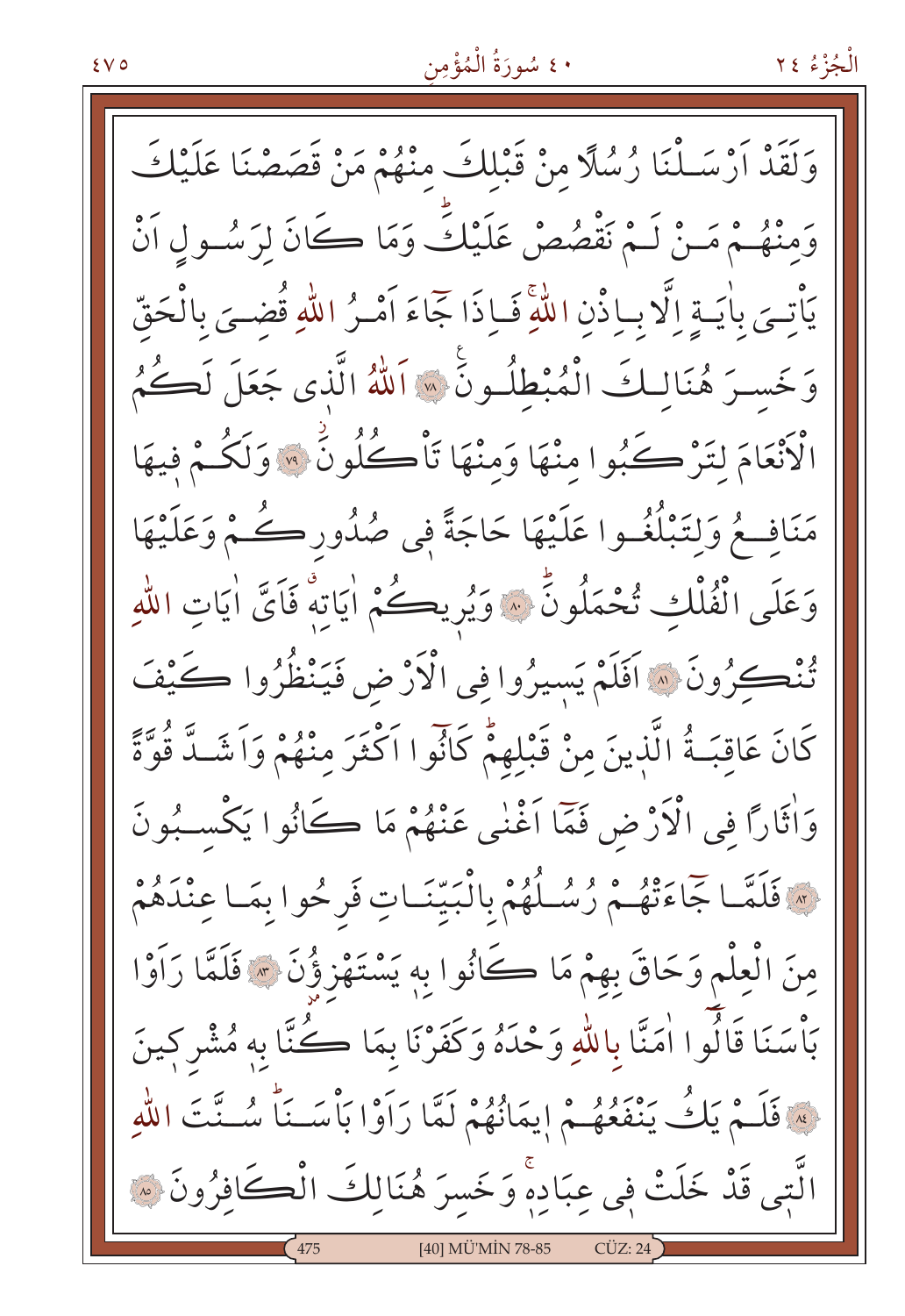وَلَقَدْ اَرْسَلْنَا رُسُلًا مِنْ قَبْلِكَ مِنْهُمْ مَنْ قَصَصْنَا عَلَيْكَ وَمِنْهُمْ مَنْ لَمْ نَقْصُصْ عَلَيْكَؕ وَمَا كَانَ لِرَسُولٍ اَنْ يَأْتِيَ بِاٰيَةٍ اِلَّا بِاِذْنِ اللّٰهِۚ فَاِذَا جَٓاءَ اَمْرُ اللّٰهِ قُضِيَ بِالْحَقِّ وَخَسِرَ هُنَالِكَ الْمُبْطِلُونَ ﴿٧٨﴾ اَللّٰهُ الَّذٖي جَعَلَ لَكُمُ الْاَنْعَامَ لِتَرْكَبُوا مِنْهَا وَمِنْهَا تَأْكُلُونَۘ ﴿٧٩﴾ وَلَكُمْ فٖيهَا مَنَافِعُ وَلِتَبْلُغُوا عَلَيْهَا حَاجَةً فٖي صُدُورِكُمْ وَعَلَيْهَا وَعَلَى الْفُلْكِ تُحْمَلُونَؕ ﴿٨٠﴾ وَيُرٖيكُمْ اٰيَاتِهٖۗ فَاَيَّ اٰيَاتِ اللّٰهِ تُنْكِرُونَ ﴿٨١﴾ اَفَلَمْ يَسٖيرُوا فِي الْاَرْضِ فَيَنْظُرُوا كَيْفَ كَانَ عَاقِبَةُ الَّذٖينَ مِنْ قَبْلِهِمْؕ كَانُٓوا اَكْثَرَ مِنْهُمْ وَاَشَدَّ قُوَّةً وَاٰثَارًا فِي الْاَرْضِ فَمَٓا اَغْنٰى عَنْهُمْ مَا كَانُوا يَكْسِبُونَ ﴿٨٢﴾ فَلَمَّا جَٓاءَتْهُمْ رُسُلُهُمْ بِالْبَيِّنَاتِ فَرِحُوا بِمَا عِنْدَهُمْ مِنَ الْعِلْمِ وَحَاقَ بِهِمْ مَا كَانُوا بِهٖ يَسْتَهْزِؤُ۫نَ ﴿٨٣﴾ فَلَمَّا رَاَوْا بَأْسَنَا قَالُٓوا اٰمَنَّا بِاللّٰهِ وَحْدَهُ وَكَفَرْنَا بِمَا كُنَّا بِهٖ مُشْرِكٖينَ ﴿٨٤﴾ فَلَمْ يَكُ يَنْفَعُهُمْ اٖيمَانُهُمْ لَمَّا رَاَوْا بَأْسَنَاؕ سُنَّتَ اللّٰهِ الَّتٖي قَدْ خَلَتْ فٖي عِبَادِهٖۚ وَخَسِرَ هُنَالِكَ الْكَافِرُونَ ﴿٨٥﴾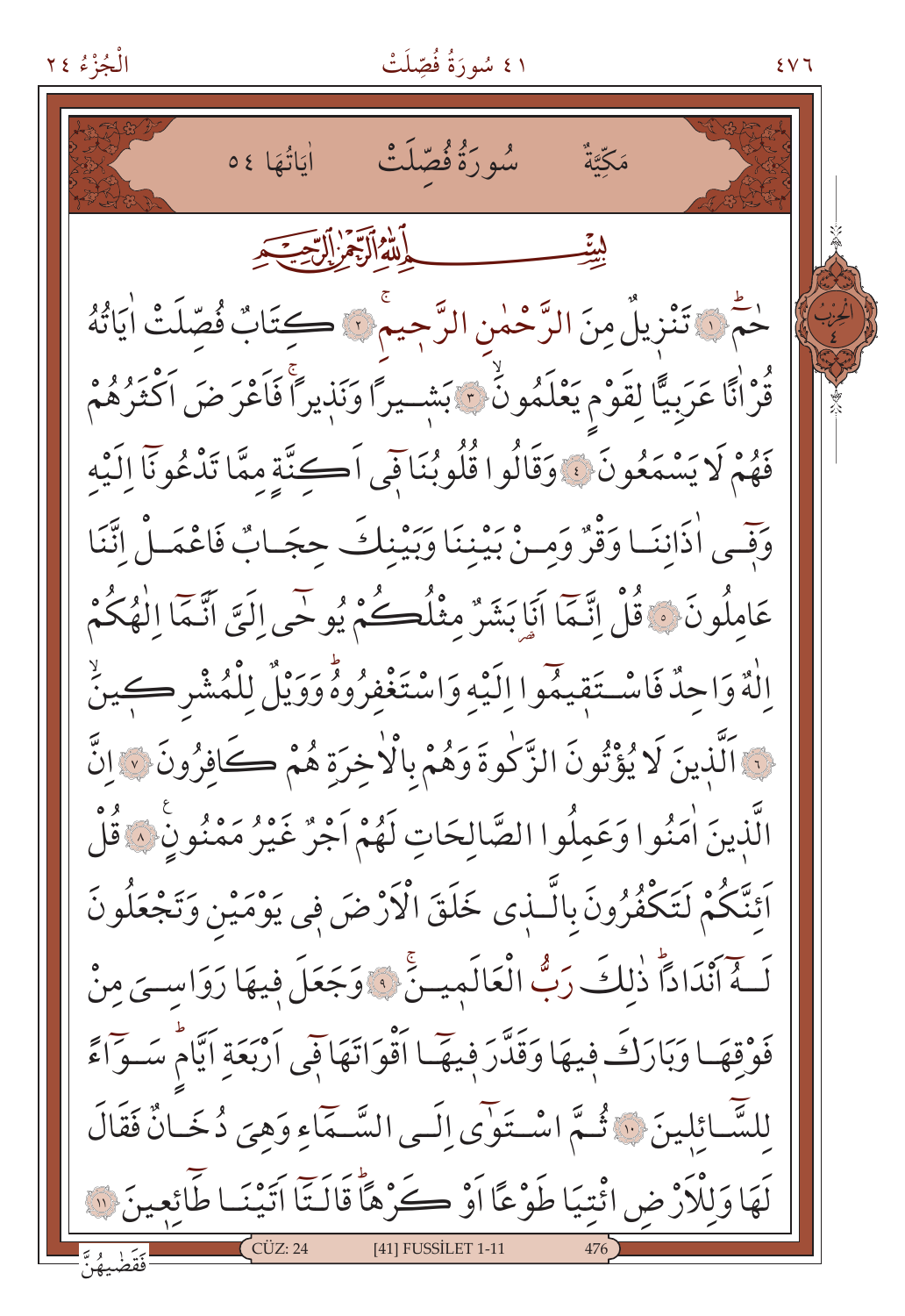# سُورَةُ فُصِّلَتْ

مَكِّيَّةٌ — اٰيَاتُهَا ٥٤

بِسْمِ اللّٰهِ الرَّحْمٰنِ الرَّح۪يمِ

حٰمٓ ۚ ﴿١﴾ تَنْز۪يلٌ مِنَ الرَّحْمٰنِ الرَّح۪يمِۚ ﴿٢﴾ كِتَابٌ فُصِّلَتْ اٰيَاتُهُ قُرْاٰنًا عَرَبِيًّا لِقَوْمٍ يَعْلَمُونَۙ ﴿٣﴾ بَش۪يرًا وَنَذ۪يرًاۚ فَاَعْرَضَ اَكْثَرُهُمْ فَهُمْ لَا يَسْمَعُونَ ﴿٤﴾ وَقَالُوا قُلُوبُنَا ف۪ٓي اَكِنَّةٍ مِمَّا تَدْعُونَٓا اِلَيْهِ وَف۪ٓي اٰذَانِنَا وَقْرٌ وَمِنْ بَيْنِنَا وَبَيْنِكَ حِجَابٌ فَاعْمَلْ اِنَّنَا عَامِلُونَ ﴿٥﴾ قُلْ اِنَّمَٓا اَنَا بَشَرٌ مِثْلُكُمْ يُوحٰٓى اِلَيَّ اَنَّمَٓا اِلٰهُكُمْ اِلٰهٌ وَاحِدٌ فَاسْتَق۪يمُٓوا اِلَيْهِ وَاسْتَغْفِرُوهُۜ وَوَيْلٌ لِلْمُشْرِك۪ينَۙ ﴿٦﴾ اَلَّذ۪ينَ لَا يُؤْتُونَ الزَّكٰوةَ وَهُمْ بِالْاٰخِرَةِ هُمْ كَافِرُونَ ﴿٧﴾ اِنَّ الَّذ۪ينَ اٰمَنُوا وَعَمِلُوا الصَّالِحَاتِ لَهُمْ اَجْرٌ غَيْرُ مَمْنُونٍ۟ ﴿٨﴾ قُلْ اَئِنَّكُمْ لَتَكْفُرُونَ بِالَّذ۪ي خَلَقَ الْاَرْضَ ف۪ي يَوْمَيْنِ وَتَجْعَلُونَ لَهُٓ اَنْدَادًاۜ ذٰلِكَ رَبُّ الْعَالَم۪ينَۚ ﴿٩﴾ وَجَعَلَ ف۪يهَا رَوَاسِيَ مِنْ فَوْقِهَا وَبَارَكَ ف۪يهَا وَقَدَّرَ ف۪يهَٓا اَقْوَاتَهَا ف۪ٓي اَرْبَعَةِ اَيَّامٍۜ سَوَٓاءً لِلسَّٓائِل۪ينَ ﴿١٠﴾ ثُمَّ اسْتَوٰٓى اِلَى السَّمَٓاءِ وَهِيَ دُخَانٌ فَقَالَ لَهَا وَلِلْاَرْضِ ائْتِيَا طَوْعًا اَوْ كَرْهًاۜ قَالَتَٓا اَتَيْنَا طَٓائِع۪ينَ ﴿١١﴾

فَقَضٰيهُنَّ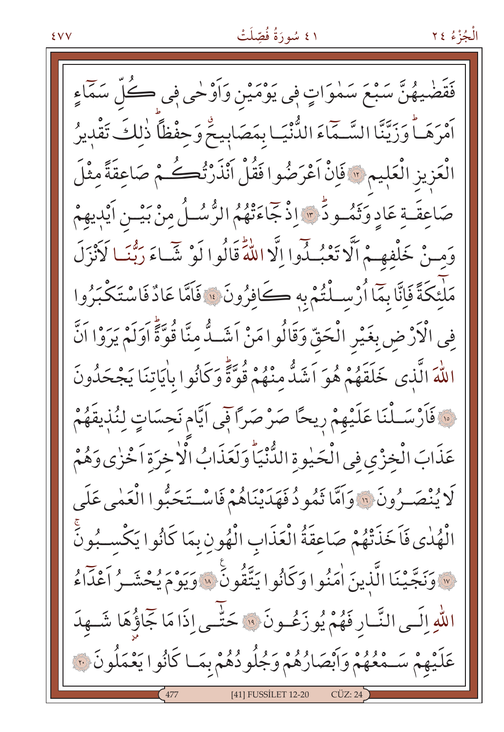فَقَضٰيهُنَّ سَبْعَ سَمٰوَاتٍ فٖى يَوْمَيْنِ وَاَوْحٰى فٖى كُلِّ سَمَٓاءٍ اَمْرَهَاۜ وَزَيَّنَّا السَّمَٓاءَ الدُّنْيَا بِمَصَابٖيحَۗ وَحِفْظاًۜ ذٰلِكَ تَقْدٖيرُ الْعَزٖيزِ الْعَلٖيمِ ﴿١٢﴾ فَاِنْ اَعْرَضُوا فَقُلْ اَنْذَرْتُكُمْ صَاعِقَةً مِثْلَ صَاعِقَةِ عَادٍ وَثَمُودَۜ ﴿١٣﴾ اِذْ جَٓاءَتْهُمُ الرُّسُلُ مِنْ بَيْنِ اَيْدٖيهِمْ وَمِنْ خَلْفِهِمْ اَلَّا تَعْبُدُٓوا اِلَّا اللّٰهَۜ قَالُوا لَوْ شَٓاءَ رَبُّنَا لَاَنْزَلَ مَلٰٓئِكَةً فَاِنَّا بِمَٓا اُرْسِلْتُمْ بِهٖ كَافِرُونَ ﴿١٤﴾ فَاَمَّا عَادٌ فَاسْتَكْبَرُوا فِى الْاَرْضِ بِغَيْرِ الْحَقِّ وَقَالُوا مَنْ اَشَدُّ مِنَّا قُوَّةًۜ اَوَلَمْ يَرَوْا اَنَّ اللّٰهَ الَّذٖى خَلَقَهُمْ هُوَ اَشَدُّ مِنْهُمْ قُوَّةًۜ وَكَانُوا بِاٰيَاتِنَا يَجْحَدُونَ ﴿١٥﴾ فَاَرْسَلْنَا عَلَيْهِمْ رٖيحاً صَرْصَراً فٖٓى اَيَّامٍ نَحِسَاتٍ لِنُذٖيقَهُمْ عَذَابَ الْخِزْىِ فِى الْحَيٰوةِ الدُّنْيَاۜ وَلَعَذَابُ الْاٰخِرَةِ اَخْزٰى وَهُمْ لَا يُنْصَرُونَ ﴿١٦﴾ وَاَمَّا ثَمُودُ فَهَدَيْنَاهُمْ فَاسْتَحَبُّوا الْعَمٰى عَلَى الْهُدٰى فَاَخَذَتْهُمْ صَاعِقَةُ الْعَذَابِ الْهُونِ بِمَا كَانُوا يَكْسِبُونَۚ ﴿١٧﴾ وَنَجَّيْنَا الَّذٖينَ اٰمَنُوا وَكَانُوا يَتَّقُونَ ﴿١٨﴾ وَيَوْمَ يُحْشَرُ اَعْدَٓاءُ اللّٰهِ اِلَى النَّارِ فَهُمْ يُوزَعُونَ ﴿١٩﴾ حَتّٰٓى اِذَا مَا جَٓاؤُهَا شَهِدَ عَلَيْهِمْ سَمْعُهُمْ وَاَبْصَارُهُمْ وَجُلُودُهُمْ بِمَا كَانُوا يَعْمَلُونَ ﴿٢٠﴾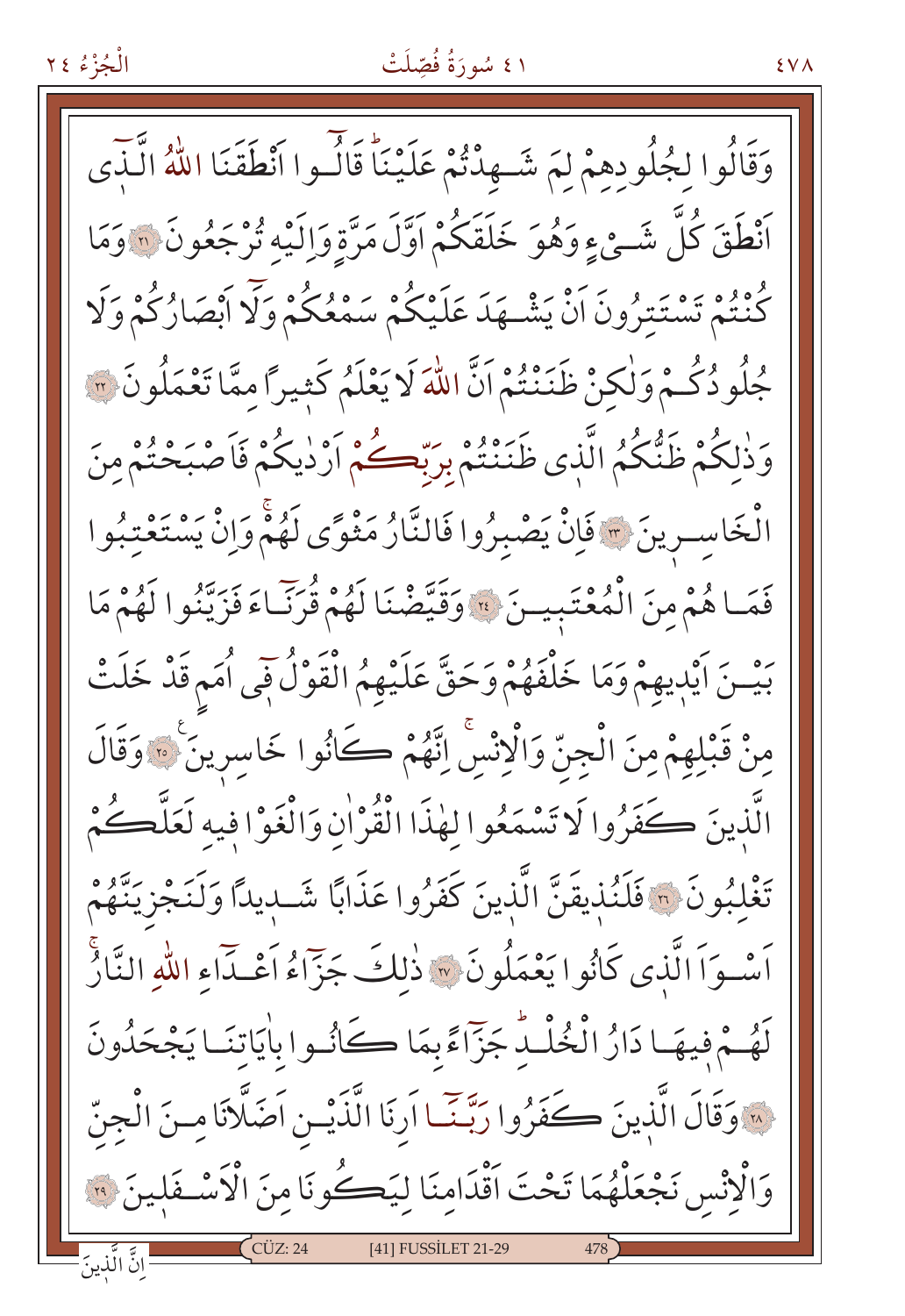وَقَالُوا لِجُلُودِهِمْ لِمَ شَهِدْتُمْ عَلَيْنَاۜ قَالُٓوا اَنْطَقَنَا اللّٰهُ الَّذٖٓى اَنْطَقَ كُلَّ شَيْءٍ وَهُوَ خَلَقَكُمْ اَوَّلَ مَرَّةٍ وَاِلَيْهِ تُرْجَعُونَ ﴿٢١﴾ وَمَا كُنْتُمْ تَسْتَتِرُونَ اَنْ يَشْهَدَ عَلَيْكُمْ سَمْعُكُمْ وَلَٓا اَبْصَارُكُمْ وَلَا جُلُودُكُمْ وَلٰكِنْ ظَنَنْتُمْ اَنَّ اللّٰهَ لَا يَعْلَمُ كَثٖيرًا مِمَّا تَعْمَلُونَ ﴿٢٢﴾ وَذٰلِكُمْ ظَنُّكُمُ الَّذٖى ظَنَنْتُمْ بِرَبِّكُمْ اَرْدٰيكُمْ فَاَصْبَحْتُمْ مِنَ الْخَاسِرٖينَ ﴿٢٣﴾ فَاِنْ يَصْبِرُوا فَالنَّارُ مَثْوًى لَهُمْۚ وَاِنْ يَسْتَعْتِبُوا فَمَا هُمْ مِنَ الْمُعْتَبٖينَ ﴿٢٤﴾ وَقَيَّضْنَا لَهُمْ قُرَنَٓاءَ فَزَيَّنُوا لَهُمْ مَا بَيْنَ اَيْدٖيهِمْ وَمَا خَلْفَهُمْ وَحَقَّ عَلَيْهِمُ الْقَوْلُ فٖٓى اُمَمٍ قَدْ خَلَتْ مِنْ قَبْلِهِمْ مِنَ الْجِنِّ وَالْاِنْسِۚ اِنَّهُمْ كَانُوا خَاسِرٖينَ ﴿٢٥﴾ وَقَالَ الَّذٖينَ كَفَرُوا لَا تَسْمَعُوا لِهٰذَا الْقُرْاٰنِ وَالْغَوْا فٖيهِ لَعَلَّكُمْ تَغْلِبُونَ ﴿٢٦﴾ فَلَنُذٖيقَنَّ الَّذٖينَ كَفَرُوا عَذَابًا شَدٖيدًا وَلَنَجْزِيَنَّهُمْ اَسْوَاَ الَّذٖى كَانُوا يَعْمَلُونَ ﴿٢٧﴾ ذٰلِكَ جَزَٓاءُ اَعْدَٓاءِ اللّٰهِ النَّارُۚ لَهُمْ فٖيهَا دَارُ الْخُلْدِۜ جَزَٓاءً بِمَا كَانُوا بِاٰيَاتِنَا يَجْحَدُونَ ﴿٢٨﴾ وَقَالَ الَّذٖينَ كَفَرُوا رَبَّنَٓا اَرِنَا الَّذَيْنِ اَضَلَّانَا مِنَ الْجِنِّ وَالْاِنْسِ نَجْعَلْهُمَا تَحْتَ اَقْدَامِنَا لِيَكُونَا مِنَ الْاَسْفَلٖينَ ﴿٢٩﴾

اِنَّ الَّذٖينَ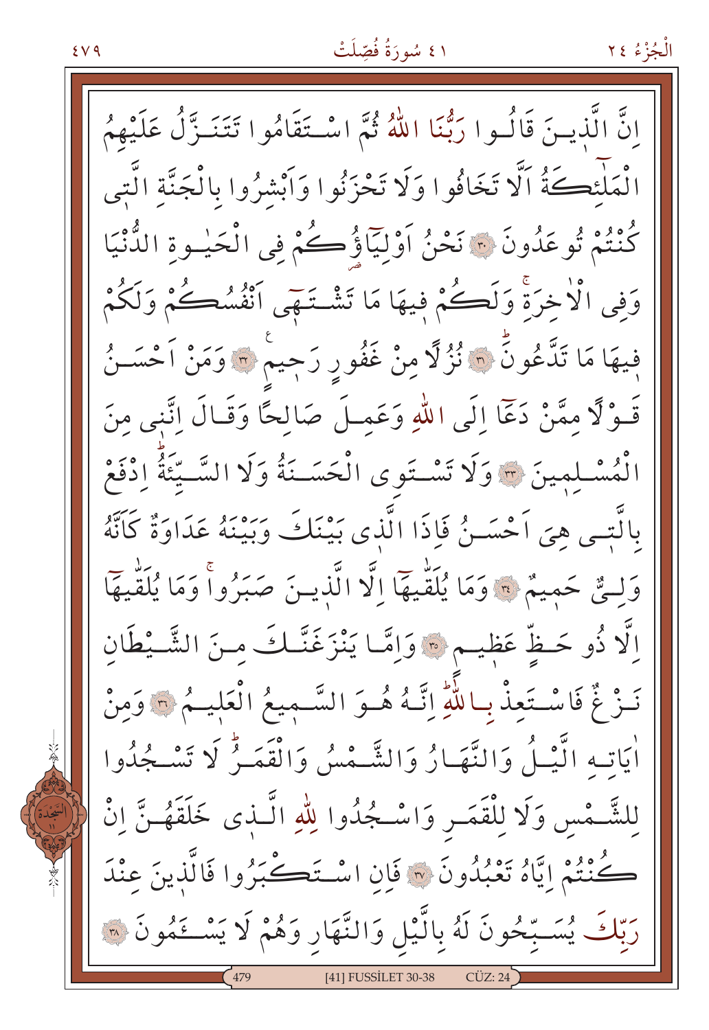اِنَّ الَّذٖينَ قَالُوا رَبُّنَا اللّٰهُ ثُمَّ اسْتَقَامُوا تَتَنَزَّلُ عَلَيْهِمُ الْمَلٰٓئِكَةُ اَلَّا تَخَافُوا وَلَا تَحْزَنُوا وَاَبْشِرُوا بِالْجَنَّةِ الَّتٖى كُنْتُمْ تُوعَدُونَ ﴿٣٠﴾ نَحْنُ اَوْلِيَٓاؤُكُمْ فِى الْحَيٰوةِ الدُّنْيَا وَفِى الْاٰخِرَةِۚ وَلَكُمْ فٖيهَا مَا تَشْتَهٖٓى اَنْفُسُكُمْ وَلَكُمْ فٖيهَا مَا تَدَّعُونَۜ ﴿٣١﴾ نُزُلًا مِنْ غَفُورٍ رَحٖيمٍ ﴿٣٢﴾ وَمَنْ اَحْسَنُ قَوْلًا مِمَّنْ دَعَٓا اِلَى اللّٰهِ وَعَمِلَ صَالِحًا وَقَالَ اِنَّنٖى مِنَ الْمُسْلِمٖينَ ﴿٣٣﴾ وَلَا تَسْتَوِى الْحَسَنَةُ وَلَا السَّيِّئَةُۜ اِدْفَعْ بِالَّتٖى هِىَ اَحْسَنُ فَاِذَا الَّذٖى بَيْنَكَ وَبَيْنَهُ عَدَاوَةٌ كَاَنَّهُ وَلِىٌّ حَمٖيمٌ ﴿٣٤﴾ وَمَا يُلَقّٰيهَٓا اِلَّا الَّذٖينَ صَبَرُواۚ وَمَا يُلَقّٰيهَٓا اِلَّا ذُو حَظٍّ عَظٖيمٍ ﴿٣٥﴾ وَاِمَّا يَنْزَغَنَّكَ مِنَ الشَّيْطَانِ نَزْغٌ فَاسْتَعِذْ بِاللّٰهِۜ اِنَّهُ هُوَ السَّمٖيعُ الْعَلٖيمُ ﴿٣٦﴾ وَمِنْ اٰيَاتِهِ الَّيْلُ وَالنَّهَارُ وَالشَّمْسُ وَالْقَمَرُۜ لَا تَسْجُدُوا لِلشَّمْسِ وَلَا لِلْقَمَرِ وَاسْجُدُوا لِلّٰهِ الَّذٖى خَلَقَهُنَّ اِنْ كُنْتُمْ اِيَّاهُ تَعْبُدُونَ ﴿٣٧﴾ فَاِنِ اسْتَكْبَرُوا فَالَّذٖينَ عِنْدَ رَبِّكَ يُسَبِّحُونَ لَهُ بِالَّيْلِ وَالنَّهَارِ وَهُمْ لَا يَسْـَٔمُونَ ﴿٣٨﴾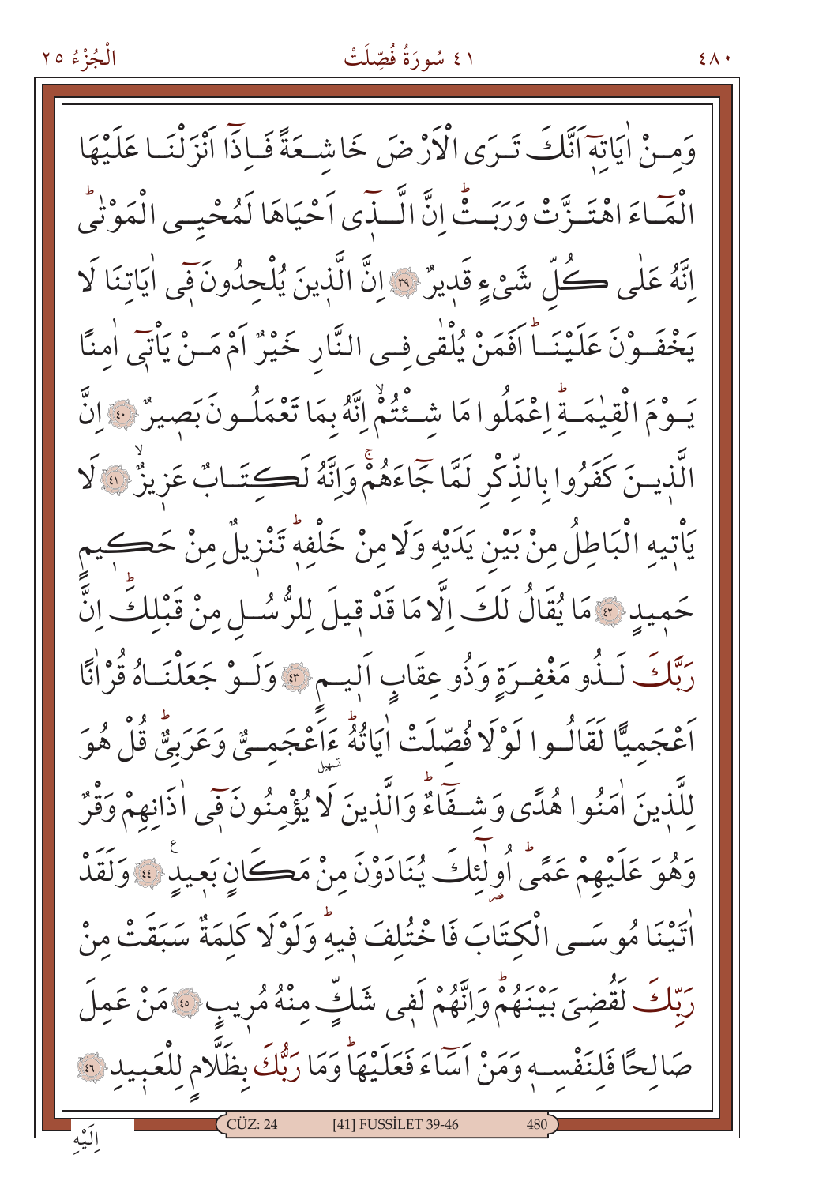وَمِنْ اٰيَاتِه۪ٓ اَنَّكَ تَرَى الْاَرْضَ خَاشِعَةً فَاِذَٓا اَنْزَلْنَا عَلَيْهَا الْمَٓاءَ اهْتَزَّتْ وَرَبَتْۜ اِنَّ الَّـذ۪ٓي اَحْيَاهَا لَمُحْيِي الْمَوْتٰىۜ اِنَّهُ عَلٰى كُلِّ شَيْءٍ قَد۪يرٌ ﴿٣٩﴾ اِنَّ الَّذ۪ينَ يُلْحِدُونَ ف۪ٓي اٰيَاتِنَا لَا يَخْفَوْنَ عَلَيْنَاۜ اَفَمَنْ يُلْقٰى فِي النَّارِ خَيْرٌ اَمْ مَنْ يَأْت۪ٓي اٰمِنًا يَوْمَ الْقِيٰمَةِۜ اِعْمَلُوا مَا شِئْتُمْۙ اِنَّهُ بِمَا تَعْمَلُونَ بَص۪يرٌ ﴿٤٠﴾ اِنَّ الَّذ۪ينَ كَفَرُوا بِالذِّكْرِ لَمَّا جَٓاءَهُمْۚ وَاِنَّهُ لَكِتَابٌ عَز۪يزٌۙ ﴿٤١﴾ لَا يَأْت۪يهِ الْبَاطِلُ مِنْ بَيْنِ يَدَيْهِ وَلَا مِنْ خَلْفِه۪ۜ تَنْز۪يلٌ مِنْ حَك۪يمٍ حَم۪يدٍ ﴿٤٢﴾ مَا يُقَالُ لَكَ اِلَّا مَا قَدْ ق۪يلَ لِلرُّسُلِ مِنْ قَبْلِكَۜ اِنَّ رَبَّكَ لَذُو مَغْفِرَةٍ وَذُو عِقَابٍ اَل۪يمٍ ﴿٤٣﴾ وَلَوْ جَعَلْنَاهُ قُرْاٰنًا اَعْجَمِيًّا لَقَالُوا لَوْلَا فُصِّلَتْ اٰيَاتُهُۜ ءَاَعْجَمِيٌّ وَعَرَبِيٌّۜ قُلْ هُوَ لِلَّذ۪ينَ اٰمَنُوا هُدًى وَشِفَٓاءٌۜ وَالَّذ۪ينَ لَا يُؤْمِنُونَ ف۪ٓي اٰذَانِهِمْ وَقْرٌ وَهُوَ عَلَيْهِمْ عَمًىۜ اُو۬لٰٓئِكَ يُنَادَوْنَ مِنْ مَكَانٍ بَع۪يدٍ ﴿٤٤﴾ وَلَقَدْ اٰتَيْنَا مُوسَى الْكِتَابَ فَاخْتُلِفَ ف۪يهِۜ وَلَوْلَا كَلِمَةٌ سَبَقَتْ مِنْ رَبِّكَ لَقُضِيَ بَيْنَهُمْۜ وَاِنَّهُمْ لَف۪ي شَكٍّ مِنْهُ مُر۪يبٍ ﴿٤٥﴾ مَنْ عَمِلَ صَالِحًا فَلِنَفْسِه۪ وَمَنْ اَسَٓاءَ فَعَلَيْهَاۜ وَمَا رَبُّكَ بِظَلَّامٍ لِلْعَب۪يدِ ﴿٤٦﴾